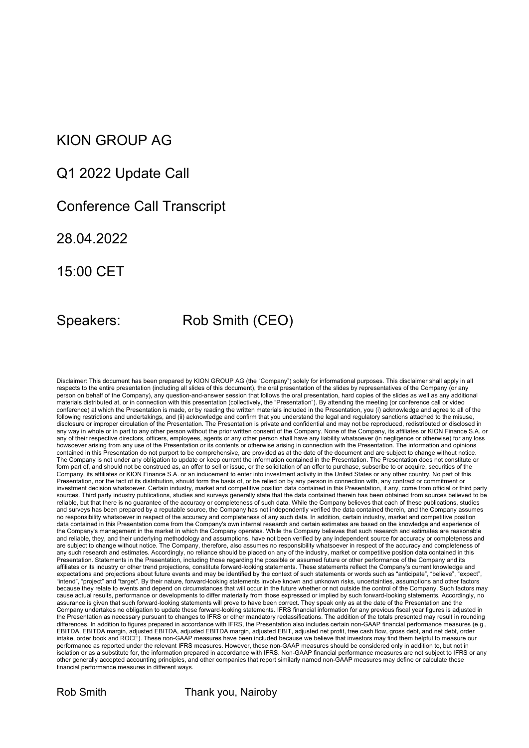# KION GROUP AG

## Q1 2022 Update Call

## Conference Call Transcript

## 28.04.2022

## 15:00 CET

Speakers: Rob Smith (CEO)

Disclaimer: This document has been prepared by KION GROUP AG (the "Company") solely for informational purposes. This disclaimer shall apply in all respects to the entire presentation (including all slides of this document), the oral presentation of the slides by representatives of the Company (or any person on behalf of the Company), any question-and-answer session that follows the oral presentation, hard copies of the slides as well as any additional materials distributed at, or in connection with this presentation (collectively, the "Presentation"). By attending the meeting (or conference call or video conference) at which the Presentation is made, or by reading the written materials included in the Presentation, you (i) acknowledge and agree to all of the following restrictions and undertakings, and (ii) acknowledge and confirm that you understand the legal and regulatory sanctions attached to the misuse, disclosure or improper circulation of the Presentation. The Presentation is private and confidential and may not be reproduced, redistributed or disclosed in any way in whole or in part to any other person without the prior written consent of the Company. None of the Company, its affiliates or KION Finance S.A. or any of their respective directors, officers, employees, agents or any other person shall have any liability whatsoever (in negligence or otherwise) for any loss howsoever arising from any use of the Presentation or its contents or otherwise arising in connection with the Presentation. The information and opinions contained in this Presentation do not purport to be comprehensive, are provided as at the date of the document and are subject to change without notice. The Company is not under any obligation to update or keep current the information contained in the Presentation. The Presentation does not constitute or form part of, and should not be construed as, an offer to sell or issue, or the solicitation of an offer to purchase, subscribe to or acquire, securities of the Company, its affiliates or KION Finance S.A. or an inducement to enter into investment activity in the United States or any other country. No part of this Presentation, nor the fact of its distribution, should form the basis of, or be relied on by any person in connection with, any contract or commitment or investment decision whatsoever. Certain industry, market and competitive position data contained in this Presentation, if any, come from official or third party sources. Third party industry publications, studies and surveys generally state that the data contained therein has been obtained from sources believed to be reliable, but that there is no guarantee of the accuracy or completeness of such data. While the Company believes that each of these publications, studies and surveys has been prepared by a reputable source, the Company has not independently verified the data contained therein, and the Company assumes no responsibility whatsoever in respect of the accuracy and completeness of any such data. In addition, certain industry, market and competitive position data contained in this Presentation come from the Company's own internal research and certain estimates are based on the knowledge and experience of the Company's management in the market in which the Company operates. While the Company believes that such research and estimates are reasonable and reliable, they, and their underlying methodology and assumptions, have not been verified by any independent source for accuracy or completeness and are subject to change without notice. The Company, therefore, also assumes no responsibility whatsoever in respect of the accuracy and completeness of any such research and estimates. Accordingly, no reliance should be placed on any of the industry, market or competitive position data contained in this Presentation. Statements in the Presentation, including those regarding the possible or assumed future or other performance of the Company and its affiliates or its industry or other trend projections, constitute forward-looking statements. These statements reflect the Company's current knowledge and expectations and projections about future events and may be identified by the context of such statements or words such as "anticipate", "believe", "expect", "intend", "project" and "target". By their nature, forward-looking statements involve known and unknown risks, uncertainties, assumptions and other factors because they relate to events and depend on circumstances that will occur in the future whether or not outside the control of the Company. Such factors may cause actual results, performance or developments to differ materially from those expressed or implied by such forward-looking statements. Accordingly, no assurance is given that such forward-looking statements will prove to have been correct. They speak only as at the date of the Presentation and the Company undertakes no obligation to update these forward-looking statements. IFRS financial information for any previous fiscal year figures is adjusted in the Presentation as necessary pursuant to changes to IFRS or other mandatory reclassifications. The addition of the totals presented may result in rounding differences. In addition to figures prepared in accordance with IFRS, the Presentation also includes certain non-GAAP financial performance measures (e.g., EBITDA, EBITDA margin, adjusted EBITDA, adjusted EBITDA margin, adjusted EBIT, adjusted net profit, free cash flow, gross debt, and net debt, order intake, order book and ROCE). These non-GAAP measures have been included because we believe that investors may find them helpful to measure our performance as reported under the relevant IFRS measures. However, these non-GAAP measures should be considered only in addition to, but not in isolation or as a substitute for, the information prepared in accordance with IFRS. Non-GAAP financial performance measures are not subject to IFRS or any other generally accepted accounting principles, and other companies that report similarly named non-GAAP measures may define or calculate these financial performance measures in different ways.

Rob Smith Thank you, Nairoby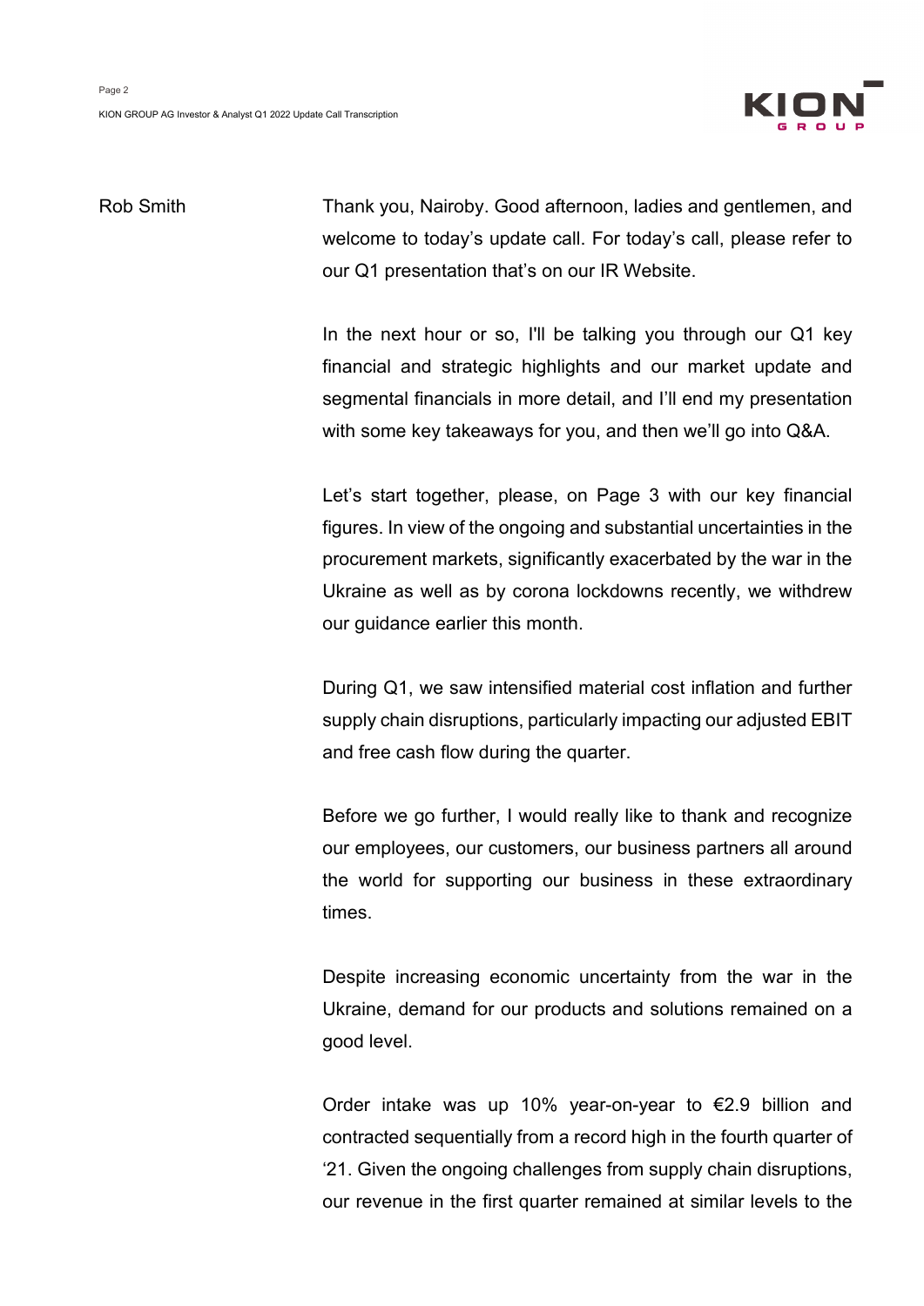**Rob Smith**

Thank you, Nairoby. Good afternoon, ladies and gentlemen, and welcome to today's update call. For today's call, please refer to our Q1 presentation that's on our IR Website.

In the next hour or so, I'll be talking you through our Q1 key financial and strategic highlights and our market update and segmental financials in more detail, and I'll end my presentation with some key takeaways for you, and then we'll go into Q&A.

Let's start together, please, on Page 3 with our key financial figures. In view of the ongoing and substantial uncertainties in the procurement markets, significantly exacerbated by the war in the Ukraine as well as by corona lockdowns recently, we withdrew our guidance earlier this month.

During Q1, we saw intensified material cost inflation and further supply chain disruptions, particularly impacting our adjusted EBIT and free cash flow during the quarter.

Before we go further, I would really like to thank and recognize our employees, our customers, our business partners all around the world for supporting our business in these extraordinary times.

Despite increasing economic uncertainty from the war in the Ukraine, demand for our products and solutions remained on a good level.

Order intake was up 10% year-on-year to €2.9 billion and contracted sequentially from a record high in the fourth quarter of '21. Given the ongoing challenges from supply chain disruptions, our revenue in the first quarter remained at similar levels to the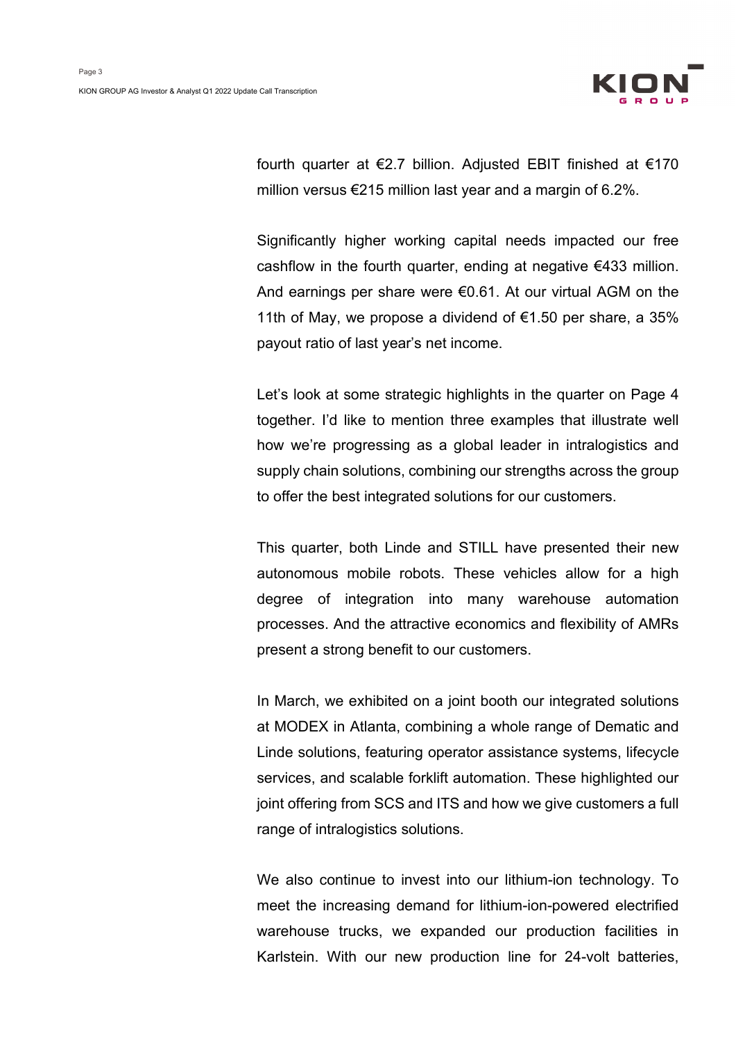fourth quarter at €2.7 billion. Adjusted EBIT finished at €170 million versus €215 million last year and a margin of 6.2%.

Significantly higher working capital needs impacted our free cashflow in the fourth quarter, ending at negative €433 million. And earnings per share were €0.61. At our virtual AGM on the 11th of May, we propose a dividend of €1.50 per share, a 35% payout ratio of last year's net income.

Let's look at some strategic highlights in the quarter on Page 4 together. I'd like to mention three examples that illustrate well how we're progressing as a global leader in intralogistics and supply chain solutions, combining our strengths across the group to offer the best integrated solutions for our customers.

This quarter, both Linde and STILL have presented their new autonomous mobile robots. These vehicles allow for a high degree of integration into many warehouse automation processes. And the attractive economics and flexibility of AMRs present a strong benefit to our customers.

In March, we exhibited on a joint booth our integrated solutions at MODEX in Atlanta, combining a whole range of Dematic and Linde solutions, featuring operator assistance systems, lifecycle services, and scalable forklift automation. These highlighted our joint offering from SCS and ITS and how we give customers a full range of intralogistics solutions.

We also continue to invest into our lithium-ion technology. To meet the increasing demand for lithium-ion-powered electrified warehouse trucks, we expanded our production facilities in Karlstein. With our new production line for 24-volt batteries,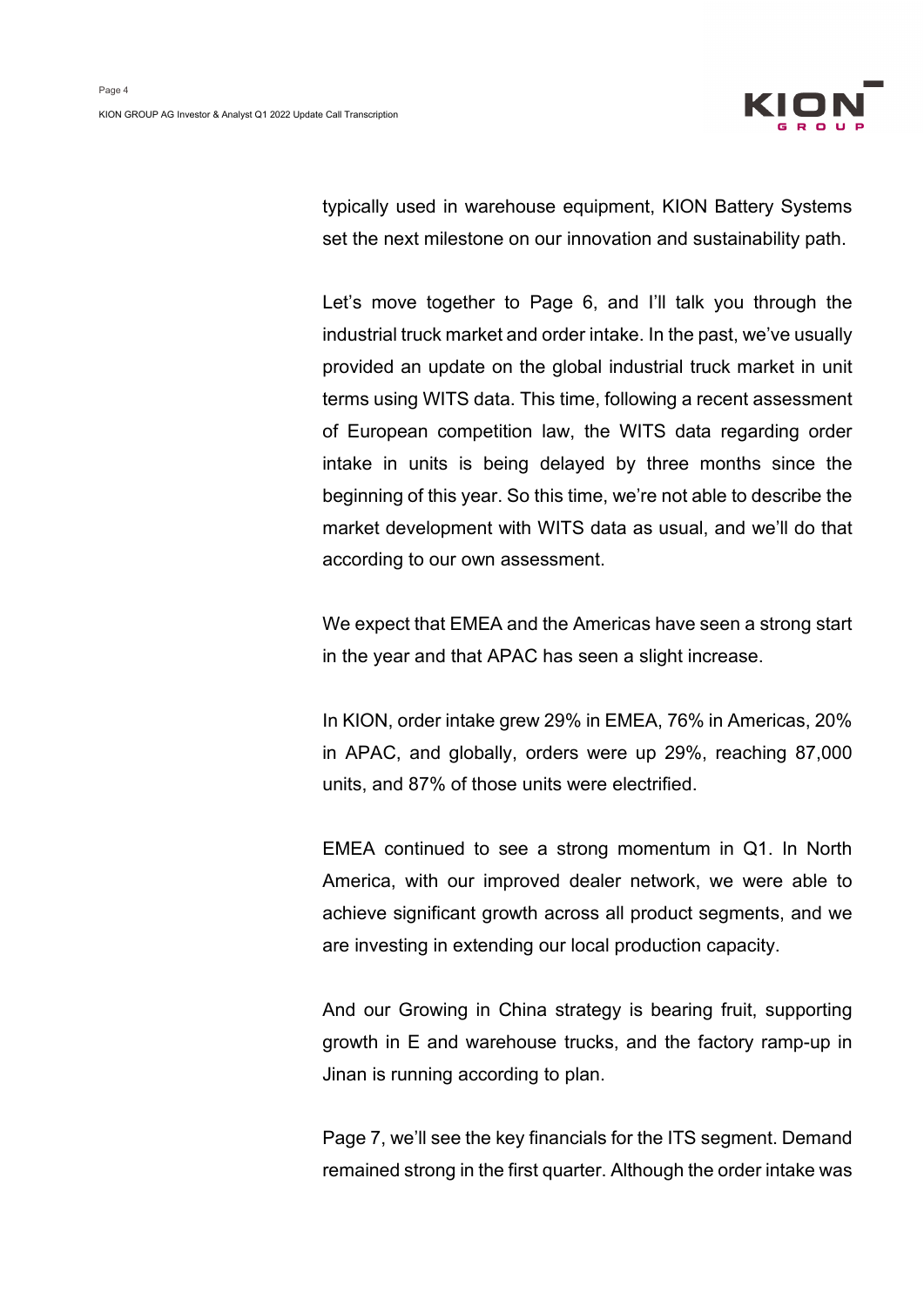typically used in warehouse equipment, KION Battery Systems set the next milestone on our innovation and sustainability path.

Let's move together to Page 6, and I'll talk you through the industrial truck market and order intake. In the past, we've usually provided an update on the global industrial truck market in unit terms using WITS data. This time, following a recent assessment of European competition law, the WITS data regarding order intake in units is being delayed by three months since the beginning of this year. So this time, we're not able to describe the market development with WITS data as usual, and we'll do that according to our own assessment.

We expect that EMEA and the Americas have seen a strong start in the year and that APAC has seen a slight increase.

In KION, order intake grew 29% in EMEA, 76% in Americas, 20% in APAC, and globally, orders were up 29%, reaching 87,000 units, and 87% of those units were electrified.

EMEA continued to see a strong momentum in Q1. In North America, with our improved dealer network, we were able to achieve significant growth across all product segments, and we are investing in extending our local production capacity.

And our Growing in China strategy is bearing fruit, supporting growth in E and warehouse trucks, and the factory ramp-up in Jinan is running according to plan.

Page 7, we'll see the key financials for the ITS segment. Demand remained strong in the first quarter. Although the order intake was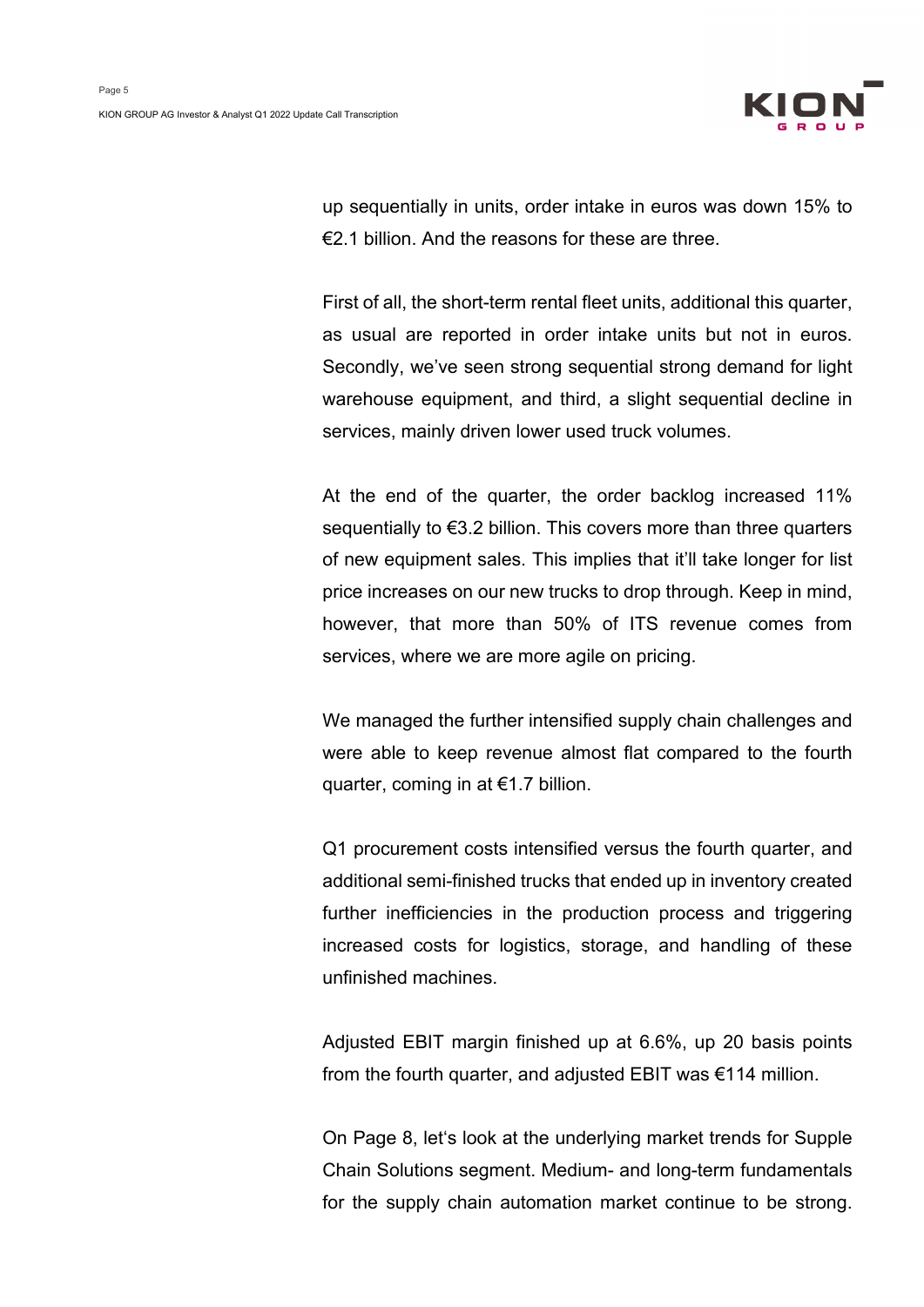up sequentially in units, order intake in euros was down 15% to €2.1 billion. And the reasons for these are three.

First of all, the short-term rental fleet units, additional this quarter, as usual are reported in order intake units but not in euros. Secondly, we've seen strong sequential strong demand for light warehouse equipment, and third, a slight sequential decline in services, mainly driven lower used truck volumes.

At the end of the quarter, the order backlog increased 11% sequentially to €3.2 billion. This covers more than three quarters of new equipment sales. This implies that it'll take longer for list price increases on our new trucks to drop through. Keep in mind, however, that more than 50% of ITS revenue comes from services, where we are more agile on pricing.

We managed the further intensified supply chain challenges and were able to keep revenue almost flat compared to the fourth quarter, coming in at €1.7 billion.

Q1 procurement costs intensified versus the fourth quarter, and additional semi-finished trucks that ended up in inventory created further inefficiencies in the production process and triggering increased costs for logistics, storage, and handling of these unfinished machines.

Adjusted EBIT margin finished up at 6.6%, up 20 basis points from the fourth quarter, and adjusted EBIT was €114 million.

On Page 8, let's look at the underlying market trends for Supple Chain Solutions segment. Medium- and long-term fundamentals for the supply chain automation market continue to be strong.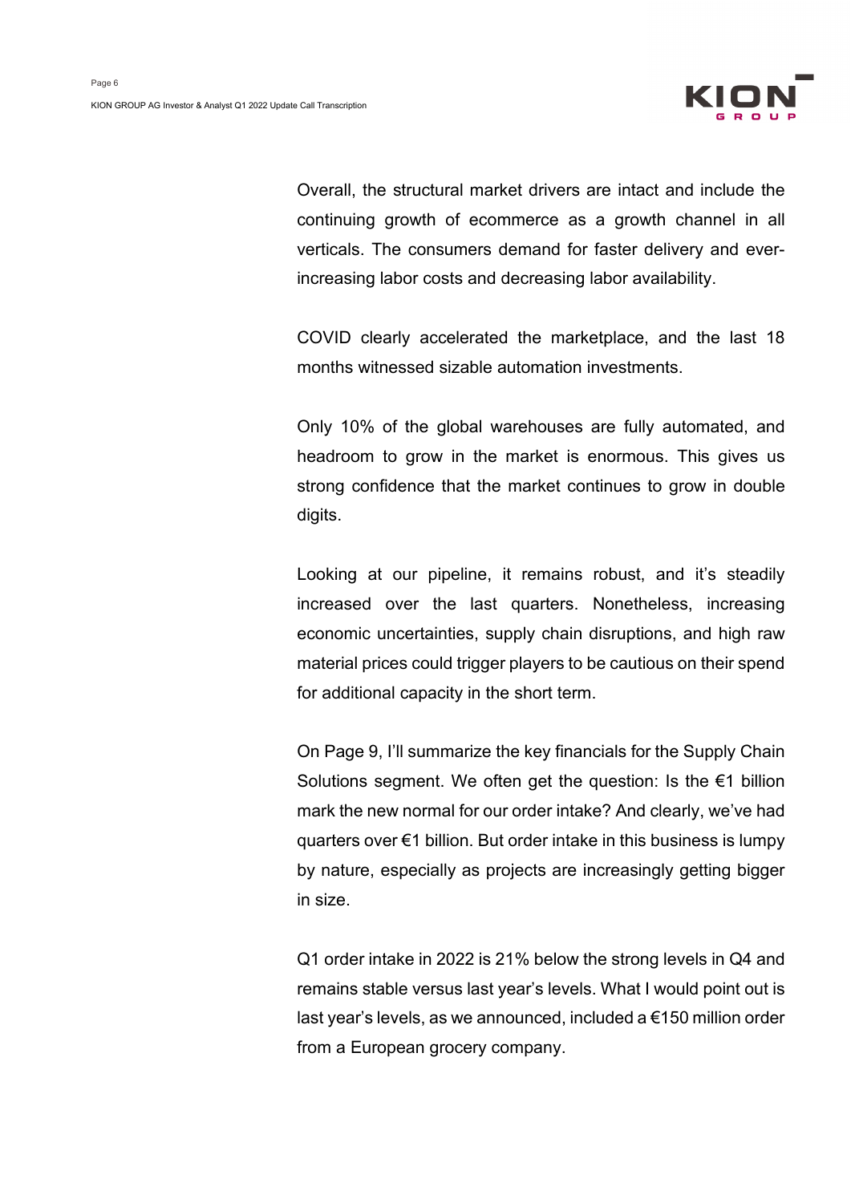Overall, the structural market drivers are intact and include the continuing growth of ecommerce as a growth channel in all verticals. The consumers demand for faster delivery and ever-increasing labor costs and decreasing labor availability.

COVID clearly accelerated the marketplace, and the last 18 months witnessed sizable automation investments.

Only 10% of the global warehouses are fully automated, and headroom to grow in the market is enormous. This gives us strong confidence that the market continues to grow in double digits.

Looking at our pipeline, it remains robust, and it's steadily increased over the last quarters. Nonetheless, increasing economic uncertainties, supply chain disruptions, and high raw material prices could trigger players to be cautious on their spend for additional capacity in the short term.

On Page 9, I'll summarize the key financials for the Supply Chain Solutions segment. We often get the question: Is the €1 billion mark the new normal for our order intake? And clearly, we've had quarters over €1 billion. But order intake in this business is lumpy by nature, especially as projects are increasingly getting bigger in size.

Q1 order intake in 2022 is 21% below the strong levels in Q4 and remains stable versus last year's levels. What I would point out is last year's levels, as we announced, included a €150 million order from a European grocery company.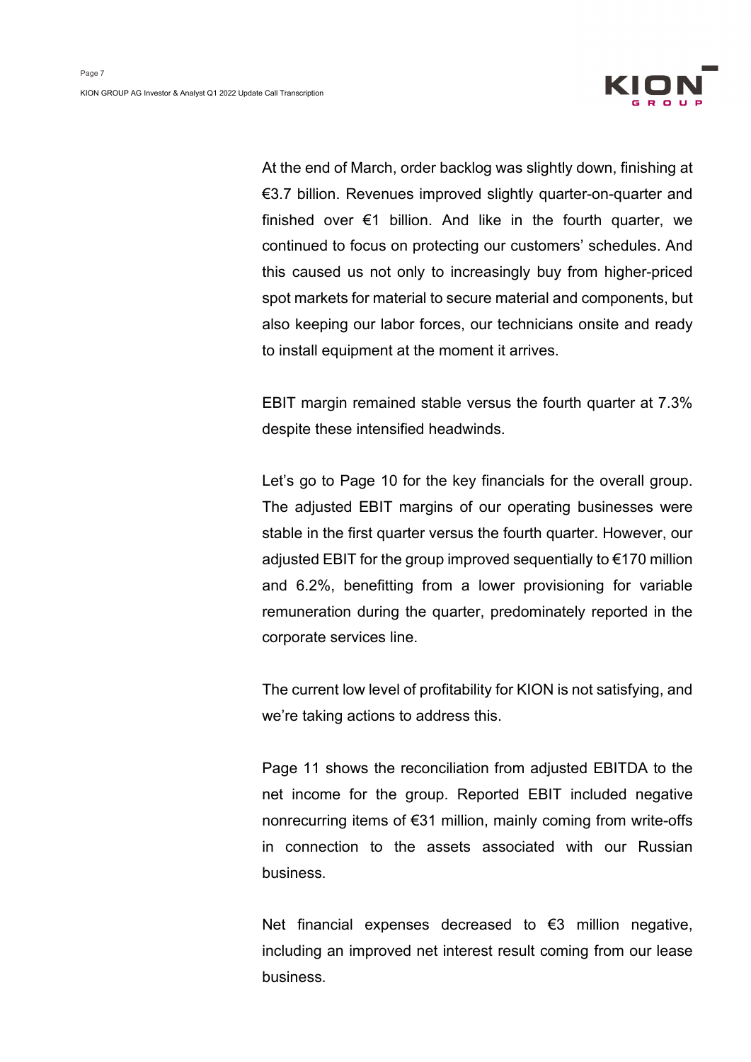At the end of March, order backlog was slightly down, finishing at €3.7 billion. Revenues improved slightly quarter-on-quarter and finished over €1 billion. And like in the fourth quarter, we continued to focus on protecting our customers' schedules. And this caused us not only to increasingly buy from higher-priced spot markets for material to secure material and components, but also keeping our labor forces, our technicians onsite and ready to install equipment at the moment it arrives.

EBIT margin remained stable versus the fourth quarter at 7.3% despite these intensified headwinds.

Let's go to Page 10 for the key financials for the overall group. The adjusted EBIT margins of our operating businesses were stable in the first quarter versus the fourth quarter. However, our adjusted EBIT for the group improved sequentially to €170 million and 6.2%, benefitting from a lower provisioning for variable remuneration during the quarter, predominately reported in the corporate services line.

The current low level of profitability for KION is not satisfying, and we're taking actions to address this.

Page 11 shows the reconciliation from adjusted EBITDA to the net income for the group. Reported EBIT included negative nonrecurring items of €31 million, mainly coming from write-offs in connection to the assets associated with our Russian business.

Net financial expenses decreased to €3 million negative, including an improved net interest result coming from our lease business.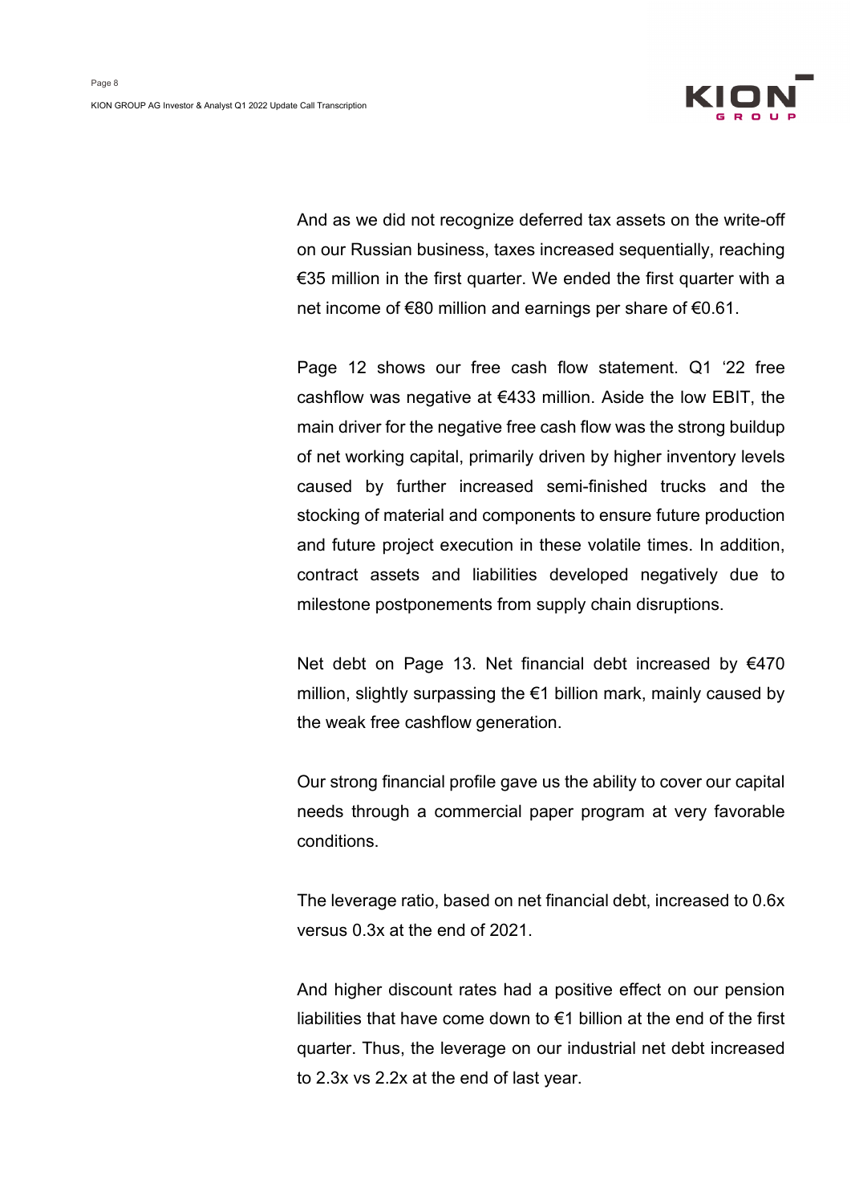And as we did not recognize deferred tax assets on the write-off on our Russian business, taxes increased sequentially, reaching €35 million in the first quarter. We ended the first quarter with a net income of €80 million and earnings per share of €0.61.

Page 12 shows our free cash flow statement. Q1 '22 free cashflow was negative at €433 million. Aside the low EBIT, the main driver for the negative free cash flow was the strong buildup of net working capital, primarily driven by higher inventory levels caused by further increased semi-finished trucks and the stocking of material and components to ensure future production and future project execution in these volatile times. In addition, contract assets and liabilities developed negatively due to milestone postponements from supply chain disruptions.

Net debt on Page 13. Net financial debt increased by €470 million, slightly surpassing the €1 billion mark, mainly caused by the weak free cashflow generation.

Our strong financial profile gave us the ability to cover our capital needs through a commercial paper program at very favorable conditions.

The leverage ratio, based on net financial debt, increased to 0.6x versus 0.3x at the end of 2021.

And higher discount rates had a positive effect on our pension liabilities that have come down to €1 billion at the end of the first quarter. Thus, the leverage on our industrial net debt increased to 2.3x vs 2.2x at the end of last year.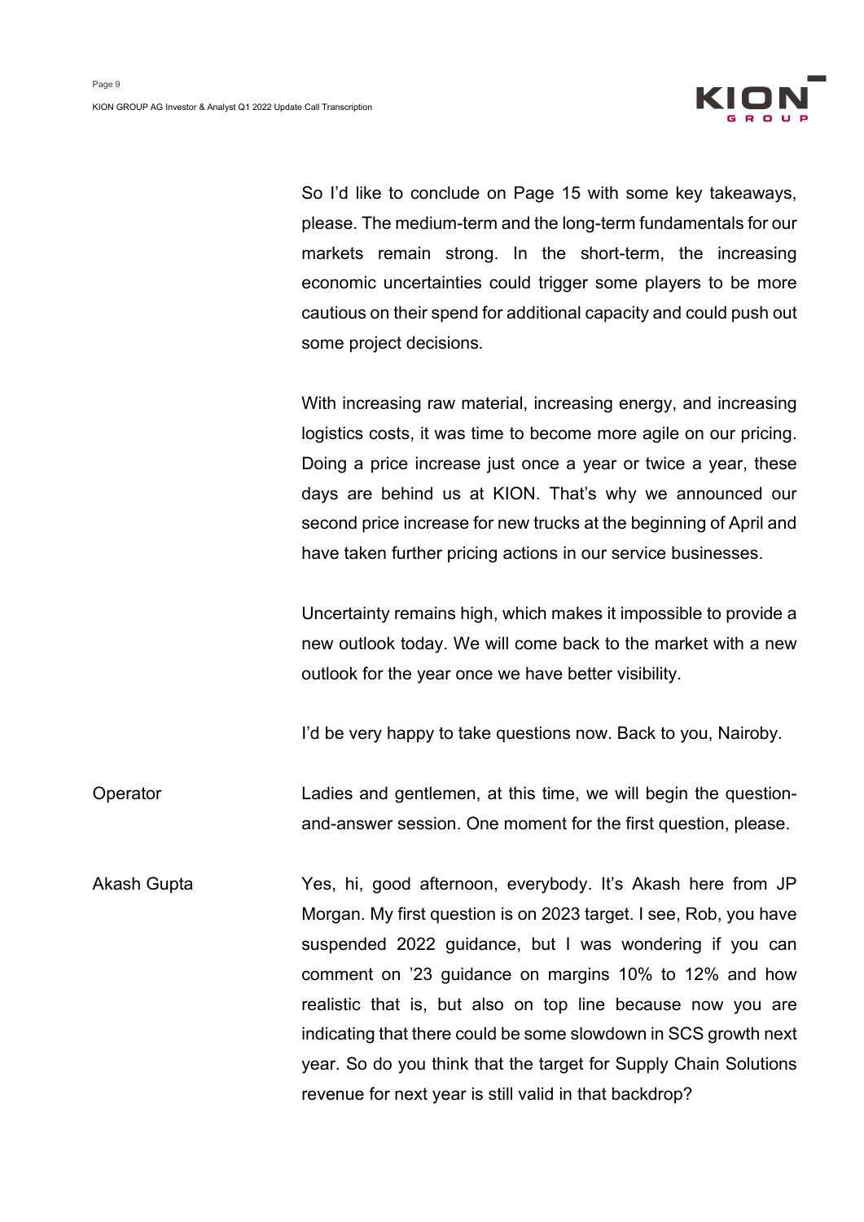So I'd like to conclude on Page 15 with some key takeaways, please. The medium-term and the long-term fundamentals for our markets remain strong. In the short-term, the increasing economic uncertainties could trigger some players to be more cautious on their spend for additional capacity and could push out some project decisions.

With increasing raw material, increasing energy, and increasing logistics costs, it was time to become more agile on our pricing. Doing a price increase just once a year or twice a year, these days are behind us at KION. That's why we announced our second price increase for new trucks at the beginning of April and have taken further pricing actions in our service businesses.

Uncertainty remains high, which makes it impossible to provide a new outlook today. We will come back to the market with a new outlook for the year once we have better visibility.

I'd be very happy to take questions now. Back to you, Nairoby.

**Operator**

Ladies and gentlemen, at this time, we will begin the question-and-answer session. One moment for the first question, please.

**Akash Gupta**

Yes, hi, good afternoon, everybody. It's Akash here from JP Morgan. My first question is on 2023 target. I see, Rob, you have suspended 2022 guidance, but I was wondering if you can comment on '23 guidance on margins 10% to 12% and how realistic that is, but also on top line because now you are indicating that there could be some slowdown in SCS growth next year. So do you think that the target for Supply Chain Solutions revenue for next year is still valid in that backdrop?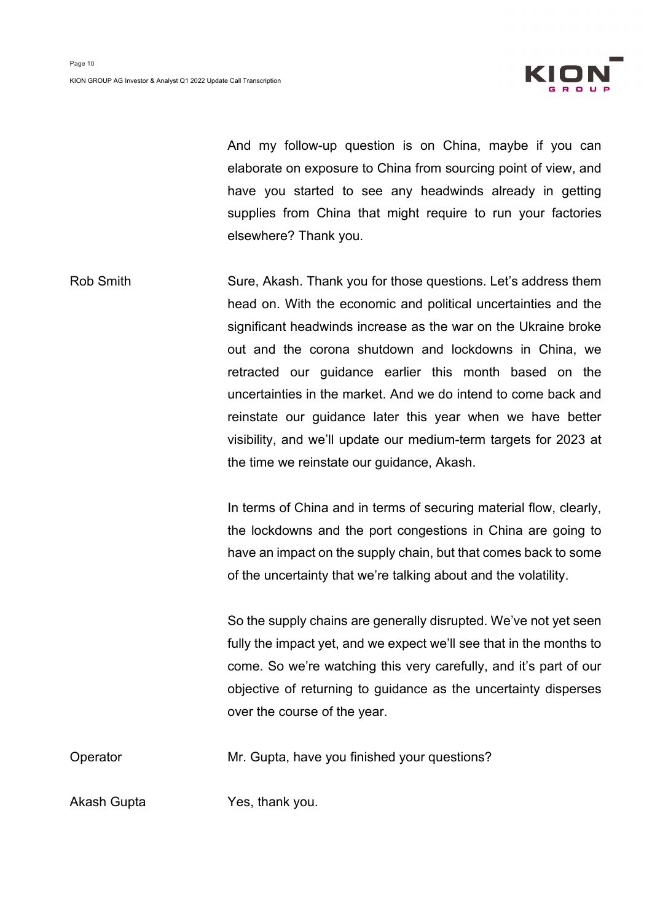And my follow-up question is on China, maybe if you can elaborate on exposure to China from sourcing point of view, and have you started to see any headwinds already in getting supplies from China that might require to run your factories elsewhere? Thank you.

**Rob Smith**

Sure, Akash. Thank you for those questions. Let's address them head on. With the economic and political uncertainties and the significant headwinds increase as the war on the Ukraine broke out and the corona shutdown and lockdowns in China, we retracted our guidance earlier this month based on the uncertainties in the market. And we do intend to come back and reinstate our guidance later this year when we have better visibility, and we'll update our medium-term targets for 2023 at the time we reinstate our guidance, Akash.

In terms of China and in terms of securing material flow, clearly, the lockdowns and the port congestions in China are going to have an impact on the supply chain, but that comes back to some of the uncertainty that we're talking about and the volatility.

So the supply chains are generally disrupted. We've not yet seen fully the impact yet, and we expect we'll see that in the months to come. So we're watching this very carefully, and it's part of our objective of returning to guidance as the uncertainty disperses over the course of the year.

**Operator**

Mr. Gupta, have you finished your questions?

**Akash Gupta**

Yes, thank you.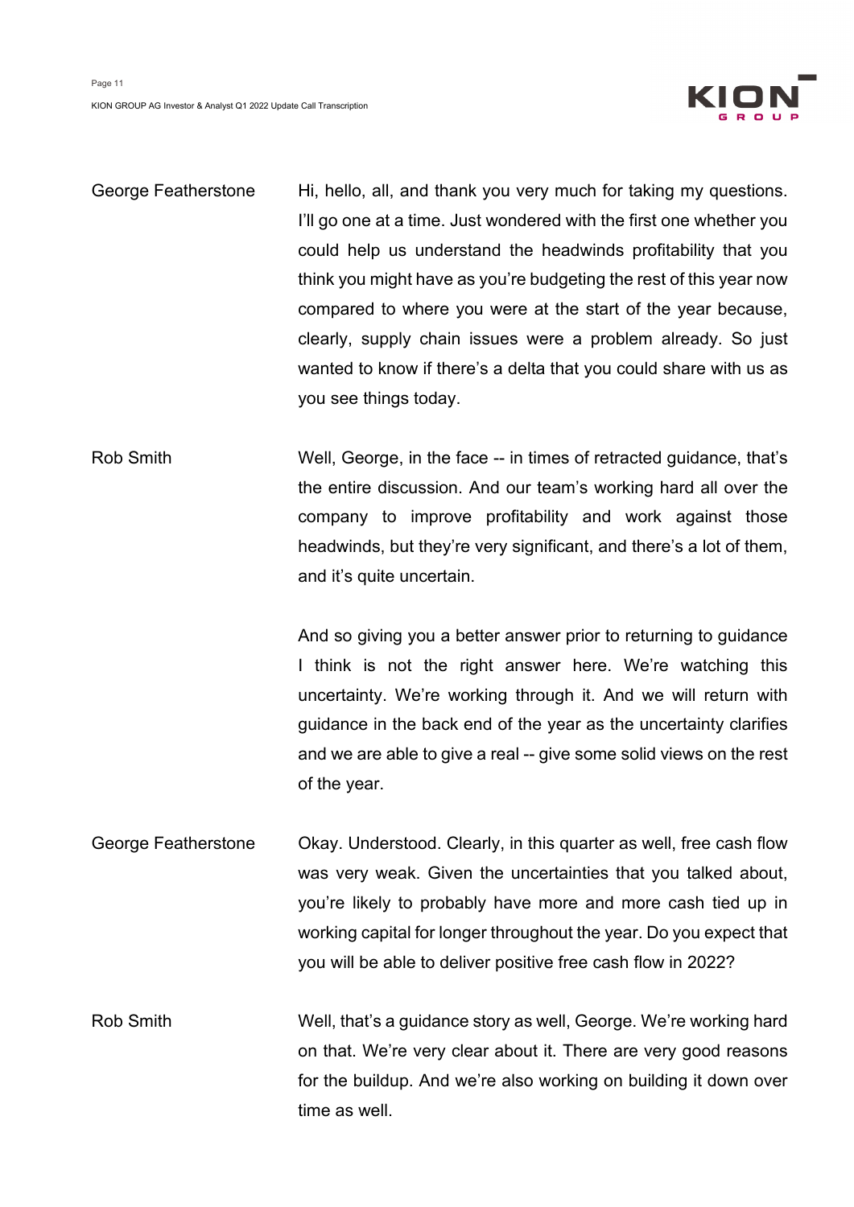George Featherstone: Hi, hello, all, and thank you very much for taking my questions. I'll go one at a time. Just wondered with the first one whether you could help us understand the headwinds profitability that you think you might have as you're budgeting the rest of this year now compared to where you were at the start of the year because, clearly, supply chain issues were a problem already. So just wanted to know if there's a delta that you could share with us as you see things today.

Rob Smith: Well, George, in the face -- in times of retracted guidance, that's the entire discussion. And our team's working hard all over the company to improve profitability and work against those headwinds, but they're very significant, and there's a lot of them, and it's quite uncertain.

And so giving you a better answer prior to returning to guidance I think is not the right answer here. We're watching this uncertainty. We're working through it. And we will return with guidance in the back end of the year as the uncertainty clarifies and we are able to give a real -- give some solid views on the rest of the year.

George Featherstone: Okay. Understood. Clearly, in this quarter as well, free cash flow was very weak. Given the uncertainties that you talked about, you're likely to probably have more and more cash tied up in working capital for longer throughout the year. Do you expect that you will be able to deliver positive free cash flow in 2022?

Rob Smith: Well, that's a guidance story as well, George. We're working hard on that. We're very clear about it. There are very good reasons for the buildup. And we're also working on building it down over time as well.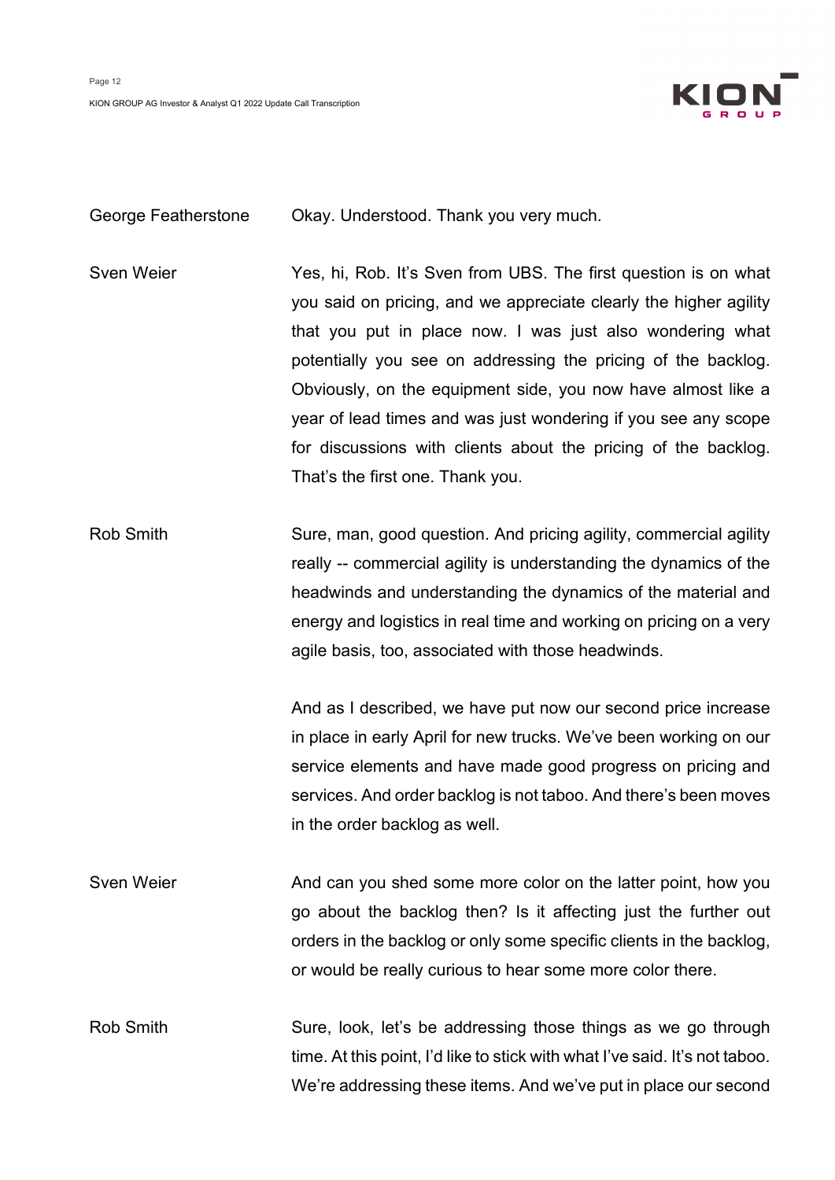George Featherstone Okay. Understood. Thank you very much.

Sven Weier Yes, hi, Rob. It's Sven from UBS. The first question is on what you said on pricing, and we appreciate clearly the higher agility that you put in place now. I was just also wondering what potentially you see on addressing the pricing of the backlog. Obviously, on the equipment side, you now have almost like a year of lead times and was just wondering if you see any scope for discussions with clients about the pricing of the backlog. That's the first one. Thank you.

Rob Smith Sure, man, good question. And pricing agility, commercial agility really -- commercial agility is understanding the dynamics of the headwinds and understanding the dynamics of the material and energy and logistics in real time and working on pricing on a very agile basis, too, associated with those headwinds.

And as I described, we have put now our second price increase in place in early April for new trucks. We've been working on our service elements and have made good progress on pricing and services. And order backlog is not taboo. And there's been moves in the order backlog as well.

Sven Weier And can you shed some more color on the latter point, how you go about the backlog then? Is it affecting just the further out orders in the backlog or only some specific clients in the backlog, or would be really curious to hear some more color there.

Rob Smith Sure, look, let's be addressing those things as we go through time. At this point, I'd like to stick with what I've said. It's not taboo. We're addressing these items. And we've put in place our second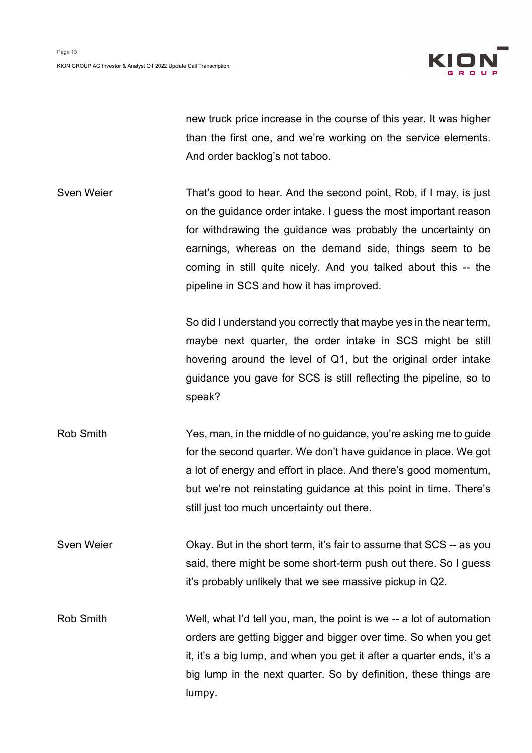new truck price increase in the course of this year. It was higher than the first one, and we're working on the service elements. And order backlog's not taboo.

**Sven Weier**

That's good to hear. And the second point, Rob, if I may, is just on the guidance order intake. I guess the most important reason for withdrawing the guidance was probably the uncertainty on earnings, whereas on the demand side, things seem to be coming in still quite nicely. And you talked about this -- the pipeline in SCS and how it has improved.

So did I understand you correctly that maybe yes in the near term, maybe next quarter, the order intake in SCS might be still hovering around the level of Q1, but the original order intake guidance you gave for SCS is still reflecting the pipeline, so to speak?

**Rob Smith**

Yes, man, in the middle of no guidance, you're asking me to guide for the second quarter. We don't have guidance in place. We got a lot of energy and effort in place. And there's good momentum, but we're not reinstating guidance at this point in time. There's still just too much uncertainty out there.

**Sven Weier**

Okay. But in the short term, it's fair to assume that SCS -- as you said, there might be some short-term push out there. So I guess it's probably unlikely that we see massive pickup in Q2.

**Rob Smith**

Well, what I'd tell you, man, the point is we -- a lot of automation orders are getting bigger and bigger over time. So when you get it, it's a big lump, and when you get it after a quarter ends, it's a big lump in the next quarter. So by definition, these things are lumpy.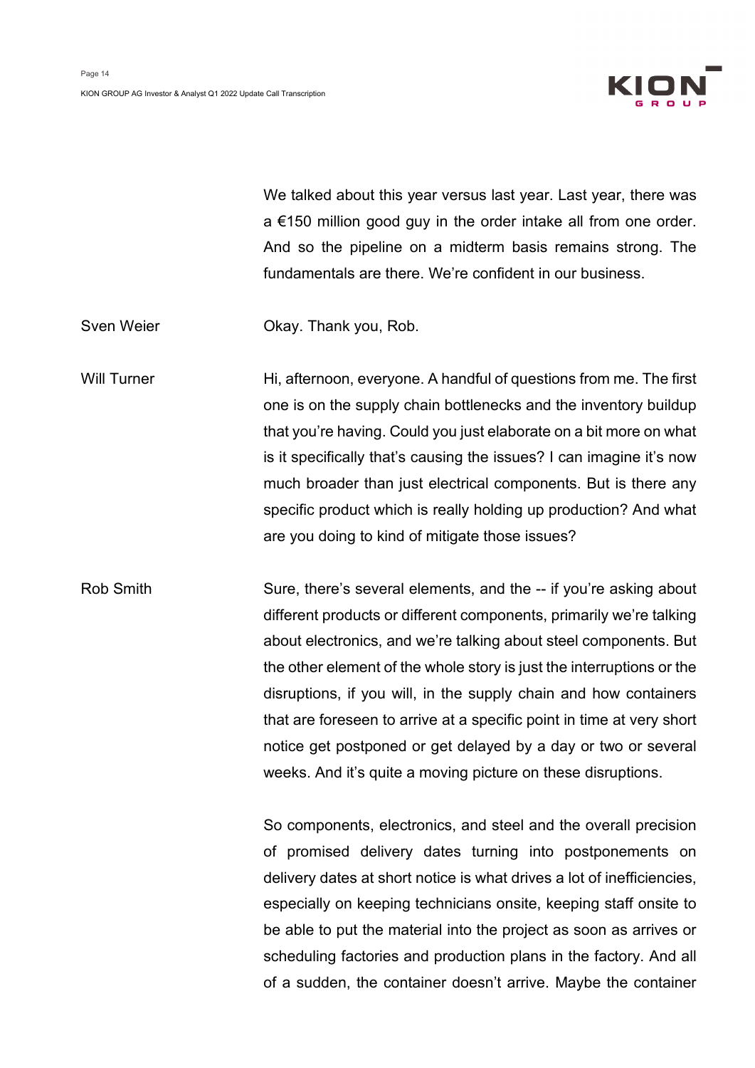We talked about this year versus last year. Last year, there was a €150 million good guy in the order intake all from one order. And so the pipeline on a midterm basis remains strong. The fundamentals are there. We're confident in our business.

**Sven Weier** Okay. Thank you, Rob.

**Will Turner** Hi, afternoon, everyone. A handful of questions from me. The first one is on the supply chain bottlenecks and the inventory buildup that you're having. Could you just elaborate on a bit more on what is it specifically that's causing the issues? I can imagine it's now much broader than just electrical components. But is there any specific product which is really holding up production? And what are you doing to kind of mitigate those issues?

**Rob Smith** Sure, there's several elements, and the -- if you're asking about different products or different components, primarily we're talking about electronics, and we're talking about steel components. But the other element of the whole story is just the interruptions or the disruptions, if you will, in the supply chain and how containers that are foreseen to arrive at a specific point in time at very short notice get postponed or get delayed by a day or two or several weeks. And it's quite a moving picture on these disruptions.

So components, electronics, and steel and the overall precision of promised delivery dates turning into postponements on delivery dates at short notice is what drives a lot of inefficiencies, especially on keeping technicians onsite, keeping staff onsite to be able to put the material into the project as soon as arrives or scheduling factories and production plans in the factory. And all of a sudden, the container doesn't arrive. Maybe the container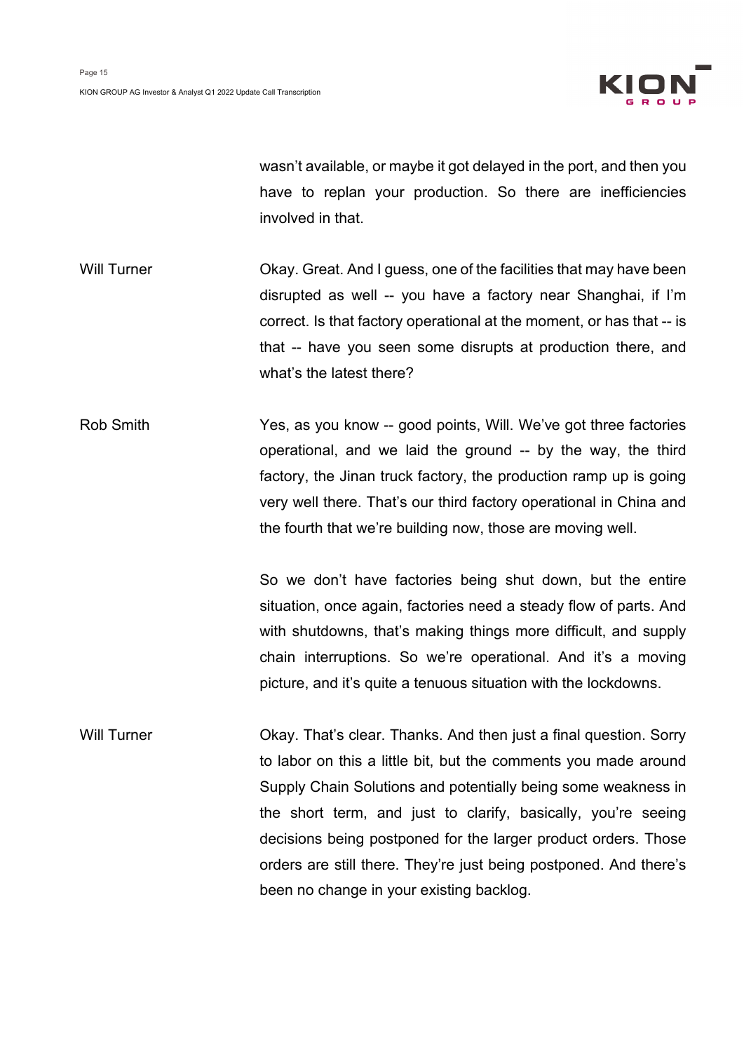wasn't available, or maybe it got delayed in the port, and then you have to replan your production. So there are inefficiencies involved in that.

**Will Turner**

Okay. Great. And I guess, one of the facilities that may have been disrupted as well -- you have a factory near Shanghai, if I'm correct. Is that factory operational at the moment, or has that -- is that -- have you seen some disrupts at production there, and what's the latest there?

**Rob Smith**

Yes, as you know -- good points, Will. We've got three factories operational, and we laid the ground -- by the way, the third factory, the Jinan truck factory, the production ramp up is going very well there. That's our third factory operational in China and the fourth that we're building now, those are moving well.

So we don't have factories being shut down, but the entire situation, once again, factories need a steady flow of parts. And with shutdowns, that's making things more difficult, and supply chain interruptions. So we're operational. And it's a moving picture, and it's quite a tenuous situation with the lockdowns.

**Will Turner**

Okay. That's clear. Thanks. And then just a final question. Sorry to labor on this a little bit, but the comments you made around Supply Chain Solutions and potentially being some weakness in the short term, and just to clarify, basically, you're seeing decisions being postponed for the larger product orders. Those orders are still there. They're just being postponed. And there's been no change in your existing backlog.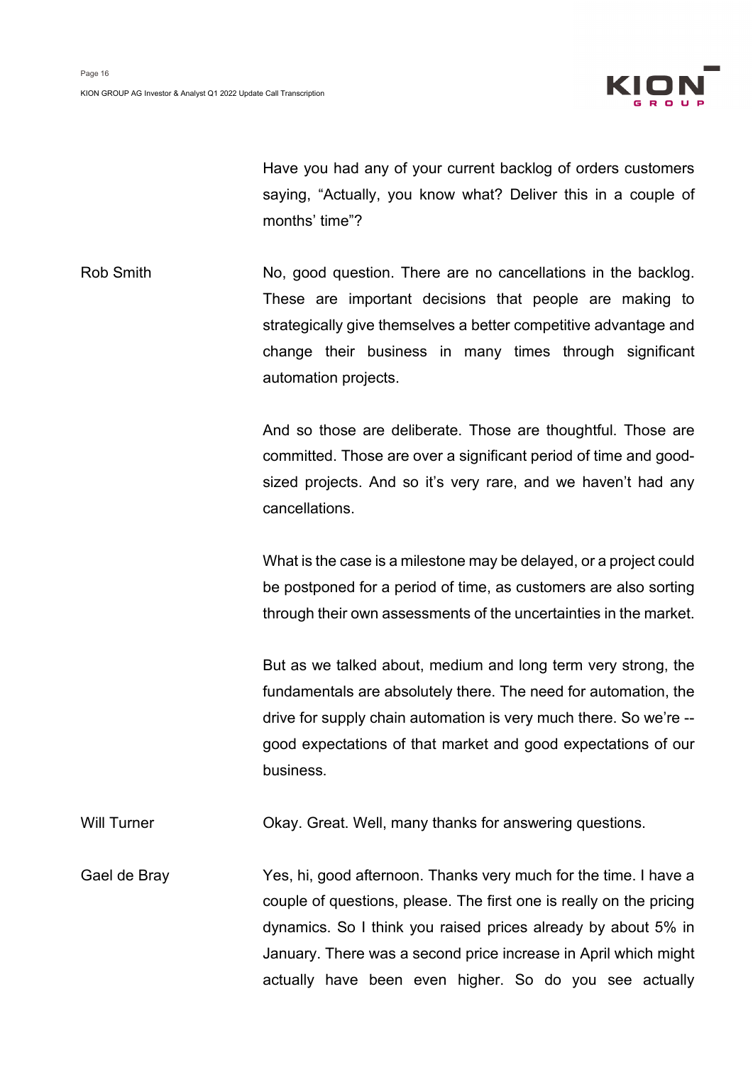Have you had any of your current backlog of orders customers saying, "Actually, you know what? Deliver this in a couple of months' time"?

Rob Smith

No, good question. There are no cancellations in the backlog. These are important decisions that people are making to strategically give themselves a better competitive advantage and change their business in many times through significant automation projects.

And so those are deliberate. Those are thoughtful. Those are committed. Those are over a significant period of time and good-sized projects. And so it's very rare, and we haven't had any cancellations.

What is the case is a milestone may be delayed, or a project could be postponed for a period of time, as customers are also sorting through their own assessments of the uncertainties in the market.

But as we talked about, medium and long term very strong, the fundamentals are absolutely there. The need for automation, the drive for supply chain automation is very much there. So we're -- good expectations of that market and good expectations of our business.

Will Turner

Okay. Great. Well, many thanks for answering questions.

Gael de Bray

Yes, hi, good afternoon. Thanks very much for the time. I have a couple of questions, please. The first one is really on the pricing dynamics. So I think you raised prices already by about 5% in January. There was a second price increase in April which might actually have been even higher. So do you see actually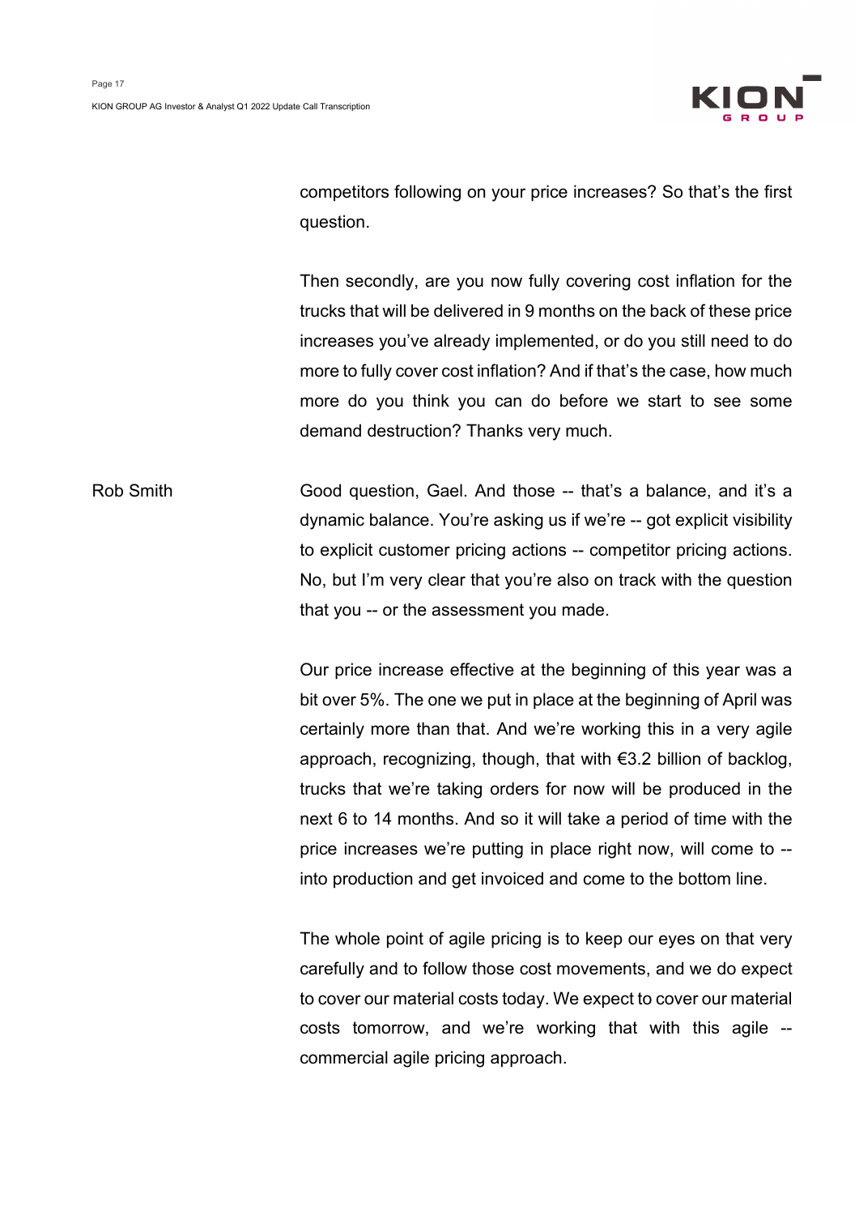competitors following on your price increases? So that's the first question.

Then secondly, are you now fully covering cost inflation for the trucks that will be delivered in 9 months on the back of these price increases you've already implemented, or do you still need to do more to fully cover cost inflation? And if that's the case, how much more do you think you can do before we start to see some demand destruction? Thanks very much.

**Rob Smith**

Good question, Gael. And those -- that's a balance, and it's a dynamic balance. You're asking us if we're -- got explicit visibility to explicit customer pricing actions -- competitor pricing actions. No, but I'm very clear that you're also on track with the question that you -- or the assessment you made.

Our price increase effective at the beginning of this year was a bit over 5%. The one we put in place at the beginning of April was certainly more than that. And we're working this in a very agile approach, recognizing, though, that with €3.2 billion of backlog, trucks that we're taking orders for now will be produced in the next 6 to 14 months. And so it will take a period of time with the price increases we're putting in place right now, will come to -- into production and get invoiced and come to the bottom line.

The whole point of agile pricing is to keep our eyes on that very carefully and to follow those cost movements, and we do expect to cover our material costs today. We expect to cover our material costs tomorrow, and we're working that with this agile -- commercial agile pricing approach.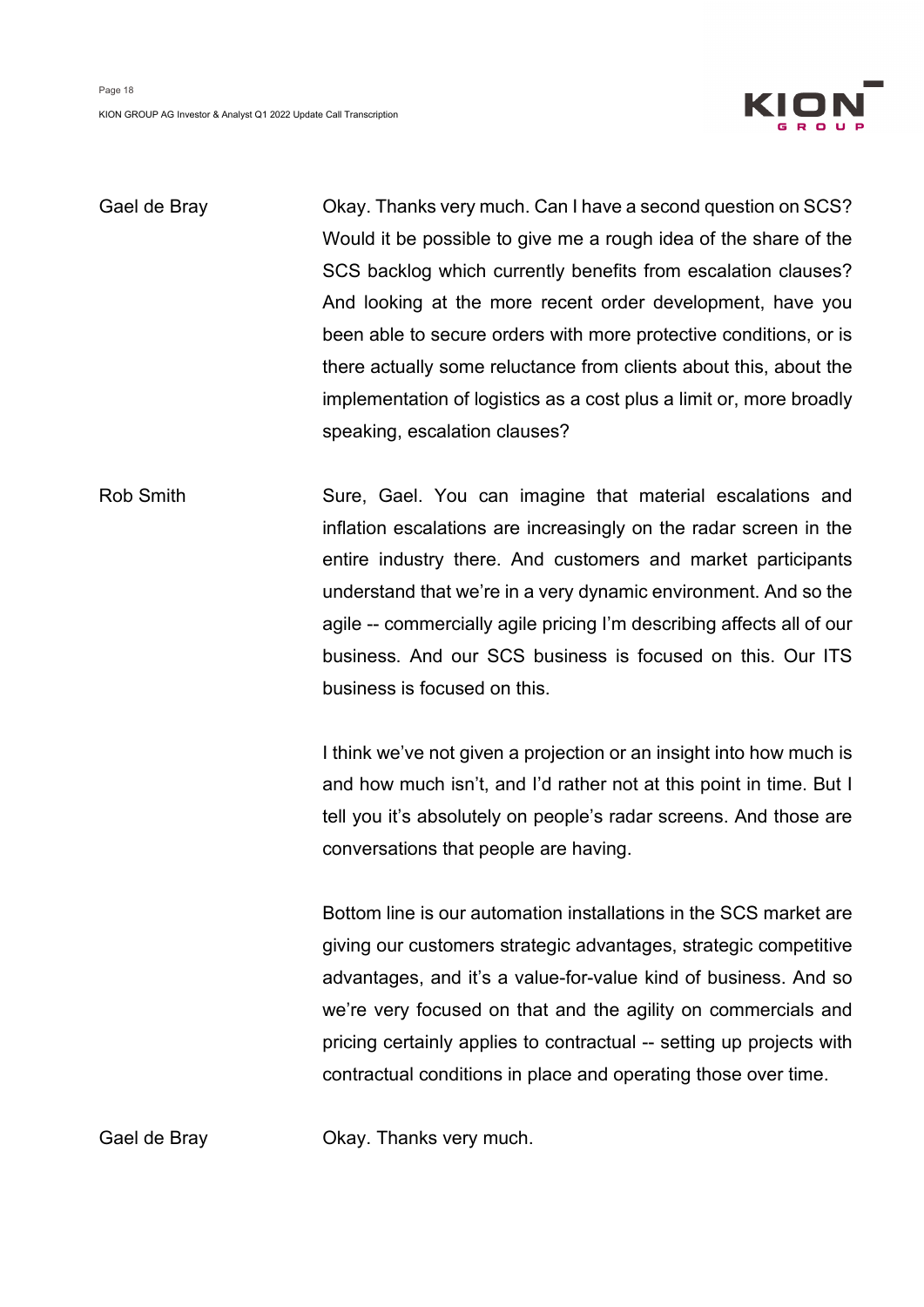Gael de Bray — Okay. Thanks very much. Can I have a second question on SCS? Would it be possible to give me a rough idea of the share of the SCS backlog which currently benefits from escalation clauses? And looking at the more recent order development, have you been able to secure orders with more protective conditions, or is there actually some reluctance from clients about this, about the implementation of logistics as a cost plus a limit or, more broadly speaking, escalation clauses?

Rob Smith — Sure, Gael. You can imagine that material escalations and inflation escalations are increasingly on the radar screen in the entire industry there. And customers and market participants understand that we're in a very dynamic environment. And so the agile -- commercially agile pricing I'm describing affects all of our business. And our SCS business is focused on this. Our ITS business is focused on this.

I think we've not given a projection or an insight into how much is and how much isn't, and I'd rather not at this point in time. But I tell you it's absolutely on people's radar screens. And those are conversations that people are having.

Bottom line is our automation installations in the SCS market are giving our customers strategic advantages, strategic competitive advantages, and it's a value-for-value kind of business. And so we're very focused on that and the agility on commercials and pricing certainly applies to contractual -- setting up projects with contractual conditions in place and operating those over time.

Gael de Bray — Okay. Thanks very much.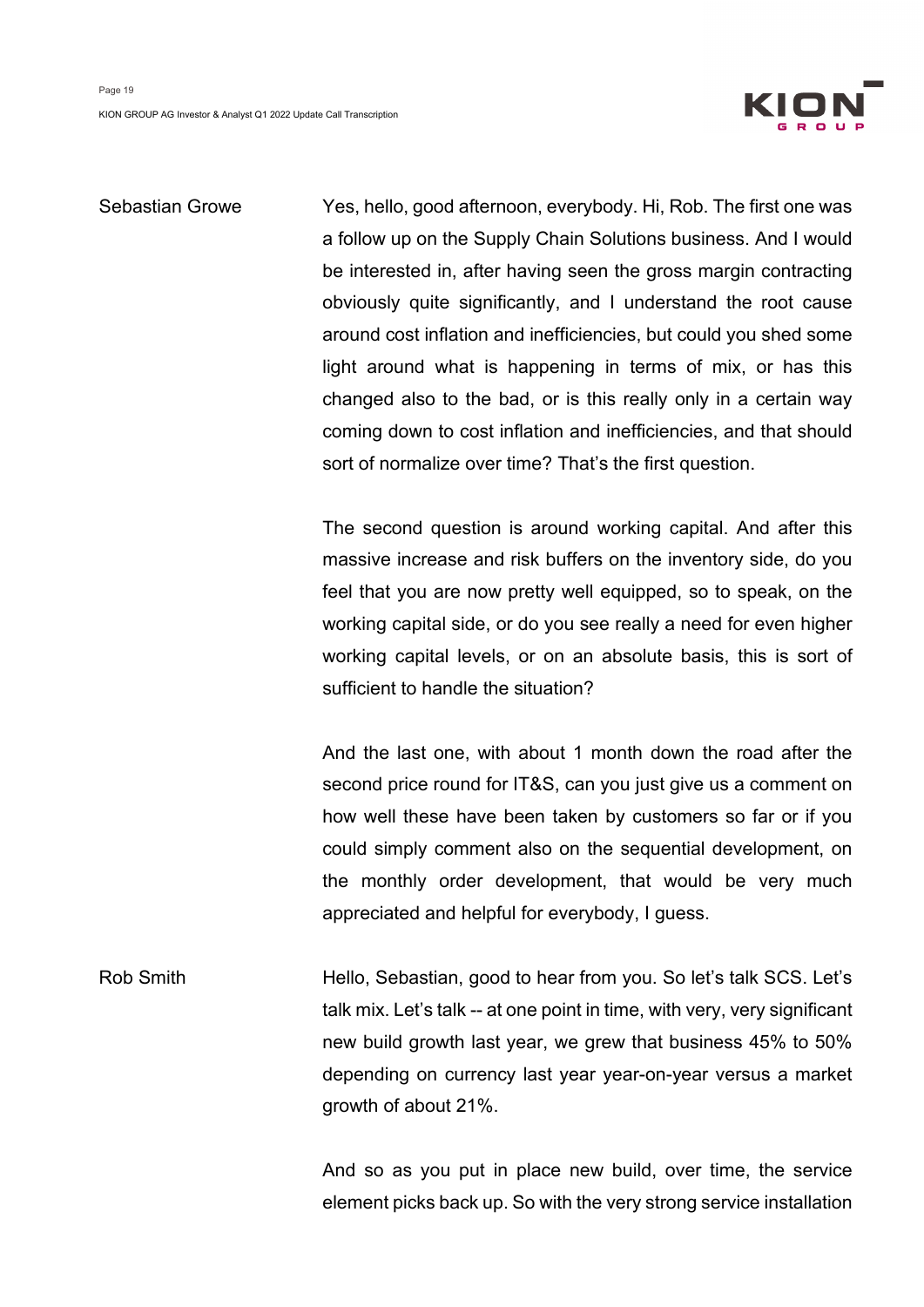**Sebastian Growe**

Yes, hello, good afternoon, everybody. Hi, Rob. The first one was a follow up on the Supply Chain Solutions business. And I would be interested in, after having seen the gross margin contracting obviously quite significantly, and I understand the root cause around cost inflation and inefficiencies, but could you shed some light around what is happening in terms of mix, or has this changed also to the bad, or is this really only in a certain way coming down to cost inflation and inefficiencies, and that should sort of normalize over time? That's the first question.

The second question is around working capital. And after this massive increase and risk buffers on the inventory side, do you feel that you are now pretty well equipped, so to speak, on the working capital side, or do you see really a need for even higher working capital levels, or on an absolute basis, this is sort of sufficient to handle the situation?

And the last one, with about 1 month down the road after the second price round for IT&S, can you just give us a comment on how well these have been taken by customers so far or if you could simply comment also on the sequential development, on the monthly order development, that would be very much appreciated and helpful for everybody, I guess.

**Rob Smith**

Hello, Sebastian, good to hear from you. So let's talk SCS. Let's talk mix. Let's talk -- at one point in time, with very, very significant new build growth last year, we grew that business 45% to 50% depending on currency last year year-on-year versus a market growth of about 21%.

And so as you put in place new build, over time, the service element picks back up. So with the very strong service installation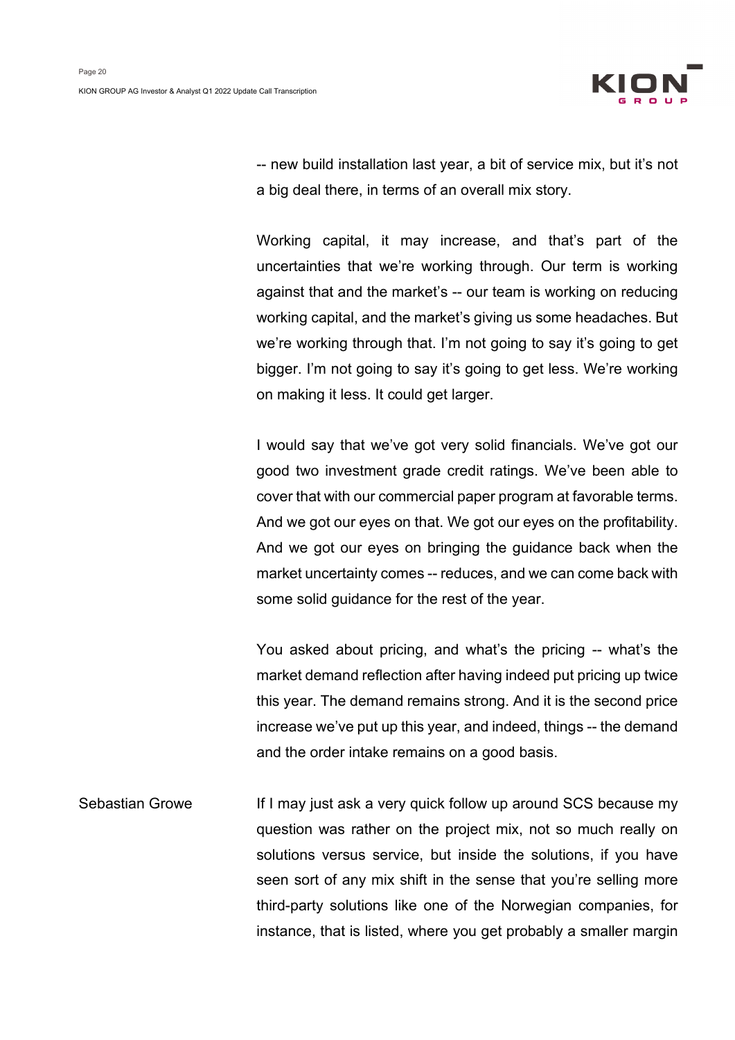-- new build installation last year, a bit of service mix, but it's not a big deal there, in terms of an overall mix story.

Working capital, it may increase, and that's part of the uncertainties that we're working through. Our term is working against that and the market's -- our team is working on reducing working capital, and the market's giving us some headaches. But we're working through that. I'm not going to say it's going to get bigger. I'm not going to say it's going to get less. We're working on making it less. It could get larger.

I would say that we've got very solid financials. We've got our good two investment grade credit ratings. We've been able to cover that with our commercial paper program at favorable terms. And we got our eyes on that. We got our eyes on the profitability. And we got our eyes on bringing the guidance back when the market uncertainty comes -- reduces, and we can come back with some solid guidance for the rest of the year.

You asked about pricing, and what's the pricing -- what's the market demand reflection after having indeed put pricing up twice this year. The demand remains strong. And it is the second price increase we've put up this year, and indeed, things -- the demand and the order intake remains on a good basis.

Sebastian Growe

If I may just ask a very quick follow up around SCS because my question was rather on the project mix, not so much really on solutions versus service, but inside the solutions, if you have seen sort of any mix shift in the sense that you're selling more third-party solutions like one of the Norwegian companies, for instance, that is listed, where you get probably a smaller margin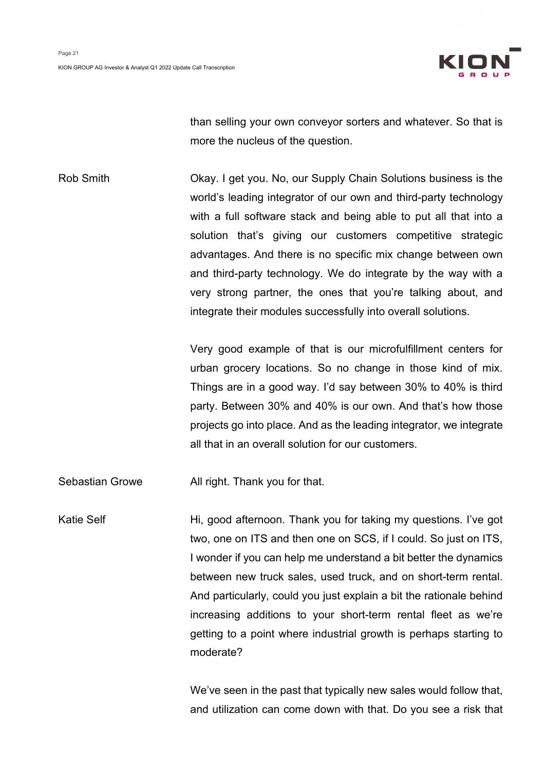than selling your own conveyor sorters and whatever. So that is more the nucleus of the question.

**Rob Smith**

Okay. I get you. No, our Supply Chain Solutions business is the world's leading integrator of our own and third-party technology with a full software stack and being able to put all that into a solution that's giving our customers competitive strategic advantages. And there is no specific mix change between own and third-party technology. We do integrate by the way with a very strong partner, the ones that you're talking about, and integrate their modules successfully into overall solutions.

Very good example of that is our microfulfillment centers for urban grocery locations. So no change in those kind of mix. Things are in a good way. I'd say between 30% to 40% is third party. Between 30% and 40% is our own. And that's how those projects go into place. And as the leading integrator, we integrate all that in an overall solution for our customers.

**Sebastian Growe**

All right. Thank you for that.

**Katie Self**

Hi, good afternoon. Thank you for taking my questions. I've got two, one on ITS and then one on SCS, if I could. So just on ITS, I wonder if you can help me understand a bit better the dynamics between new truck sales, used truck, and on short-term rental. And particularly, could you just explain a bit the rationale behind increasing additions to your short-term rental fleet as we're getting to a point where industrial growth is perhaps starting to moderate?

We've seen in the past that typically new sales would follow that, and utilization can come down with that. Do you see a risk that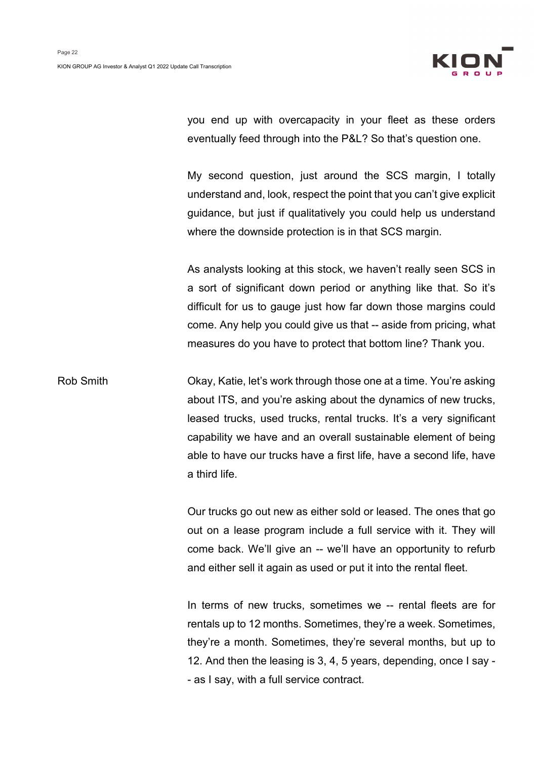you end up with overcapacity in your fleet as these orders eventually feed through into the P&L? So that's question one.

My second question, just around the SCS margin, I totally understand and, look, respect the point that you can't give explicit guidance, but just if qualitatively you could help us understand where the downside protection is in that SCS margin.

As analysts looking at this stock, we haven't really seen SCS in a sort of significant down period or anything like that. So it's difficult for us to gauge just how far down those margins could come. Any help you could give us that -- aside from pricing, what measures do you have to protect that bottom line? Thank you.

**Rob Smith**

Okay, Katie, let's work through those one at a time. You're asking about ITS, and you're asking about the dynamics of new trucks, leased trucks, used trucks, rental trucks. It's a very significant capability we have and an overall sustainable element of being able to have our trucks have a first life, have a second life, have a third life.

Our trucks go out new as either sold or leased. The ones that go out on a lease program include a full service with it. They will come back. We'll give an -- we'll have an opportunity to refurb and either sell it again as used or put it into the rental fleet.

In terms of new trucks, sometimes we -- rental fleets are for rentals up to 12 months. Sometimes, they're a week. Sometimes, they're a month. Sometimes, they're several months, but up to 12. And then the leasing is 3, 4, 5 years, depending, once I say -- as I say, with a full service contract.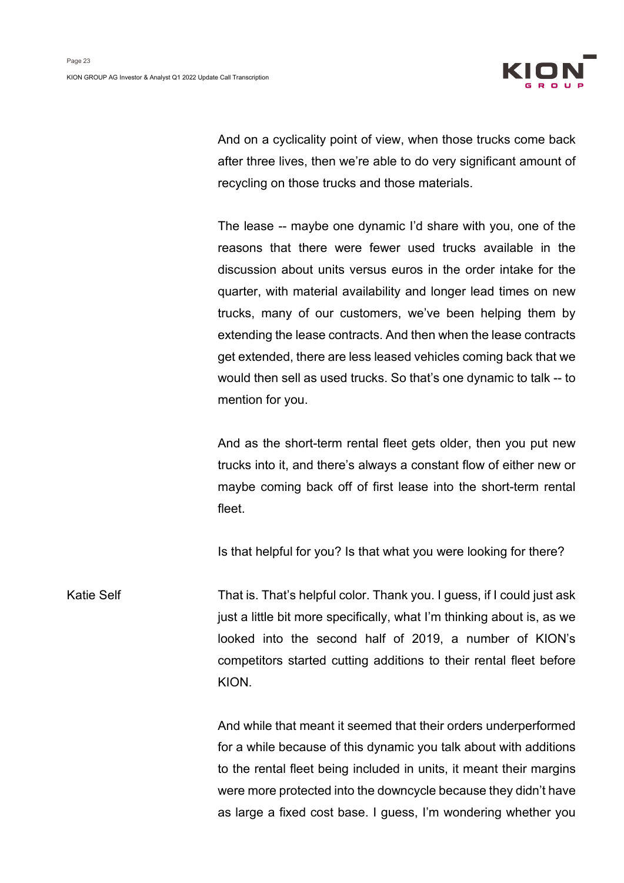And on a cyclicality point of view, when those trucks come back after three lives, then we're able to do very significant amount of recycling on those trucks and those materials.

The lease -- maybe one dynamic I'd share with you, one of the reasons that there were fewer used trucks available in the discussion about units versus euros in the order intake for the quarter, with material availability and longer lead times on new trucks, many of our customers, we've been helping them by extending the lease contracts. And then when the lease contracts get extended, there are less leased vehicles coming back that we would then sell as used trucks. So that's one dynamic to talk -- to mention for you.

And as the short-term rental fleet gets older, then you put new trucks into it, and there's always a constant flow of either new or maybe coming back off of first lease into the short-term rental fleet.

Is that helpful for you? Is that what you were looking for there?

**Katie Self**

That is. That's helpful color. Thank you. I guess, if I could just ask just a little bit more specifically, what I'm thinking about is, as we looked into the second half of 2019, a number of KION's competitors started cutting additions to their rental fleet before KION.

And while that meant it seemed that their orders underperformed for a while because of this dynamic you talk about with additions to the rental fleet being included in units, it meant their margins were more protected into the downcycle because they didn't have as large a fixed cost base. I guess, I'm wondering whether you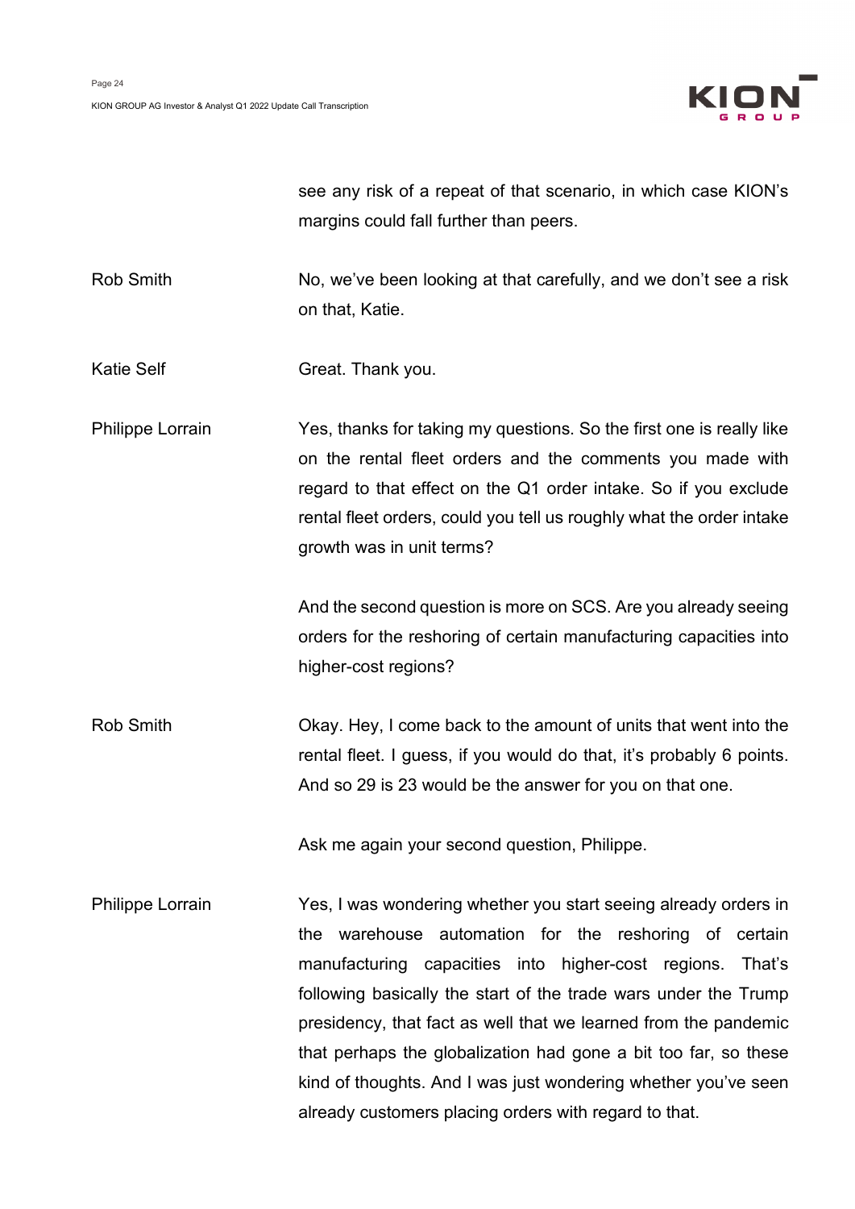see any risk of a repeat of that scenario, in which case KION's margins could fall further than peers.

**Rob Smith**

No, we've been looking at that carefully, and we don't see a risk on that, Katie.

**Katie Self**

Great. Thank you.

**Philippe Lorrain**

Yes, thanks for taking my questions. So the first one is really like on the rental fleet orders and the comments you made with regard to that effect on the Q1 order intake. So if you exclude rental fleet orders, could you tell us roughly what the order intake growth was in unit terms?

And the second question is more on SCS. Are you already seeing orders for the reshoring of certain manufacturing capacities into higher-cost regions?

**Rob Smith**

Okay. Hey, I come back to the amount of units that went into the rental fleet. I guess, if you would do that, it's probably 6 points. And so 29 is 23 would be the answer for you on that one.

Ask me again your second question, Philippe.

**Philippe Lorrain**

Yes, I was wondering whether you start seeing already orders in the warehouse automation for the reshoring of certain manufacturing capacities into higher-cost regions. That's following basically the start of the trade wars under the Trump presidency, that fact as well that we learned from the pandemic that perhaps the globalization had gone a bit too far, so these kind of thoughts. And I was just wondering whether you've seen already customers placing orders with regard to that.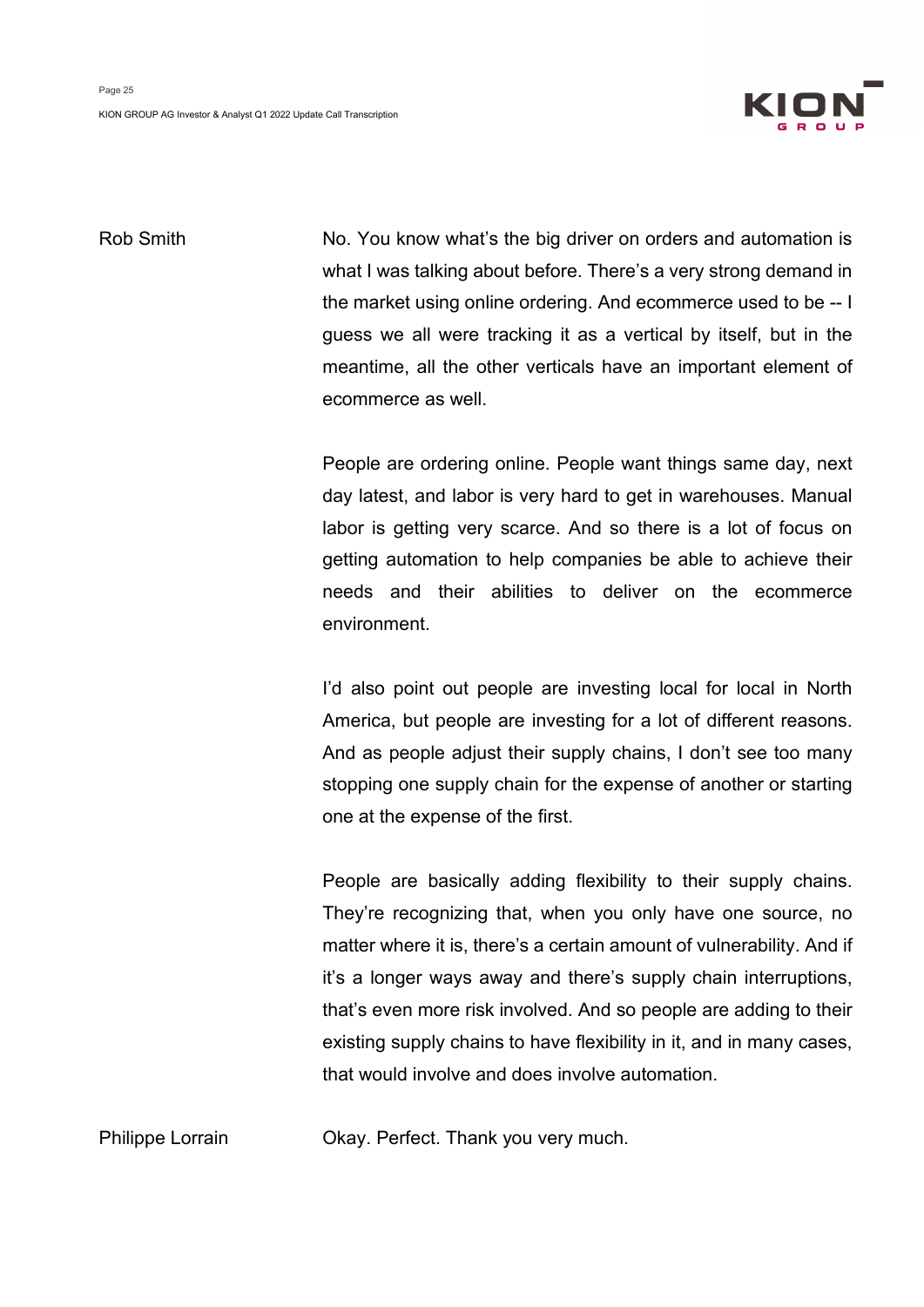Rob Smith

No. You know what's the big driver on orders and automation is what I was talking about before. There's a very strong demand in the market using online ordering. And ecommerce used to be -- I guess we all were tracking it as a vertical by itself, but in the meantime, all the other verticals have an important element of ecommerce as well.

People are ordering online. People want things same day, next day latest, and labor is very hard to get in warehouses. Manual labor is getting very scarce. And so there is a lot of focus on getting automation to help companies be able to achieve their needs and their abilities to deliver on the ecommerce environment.

I'd also point out people are investing local for local in North America, but people are investing for a lot of different reasons. And as people adjust their supply chains, I don't see too many stopping one supply chain for the expense of another or starting one at the expense of the first.

People are basically adding flexibility to their supply chains. They're recognizing that, when you only have one source, no matter where it is, there's a certain amount of vulnerability. And if it's a longer ways away and there's supply chain interruptions, that's even more risk involved. And so people are adding to their existing supply chains to have flexibility in it, and in many cases, that would involve and does involve automation.

Philippe Lorrain

Okay. Perfect. Thank you very much.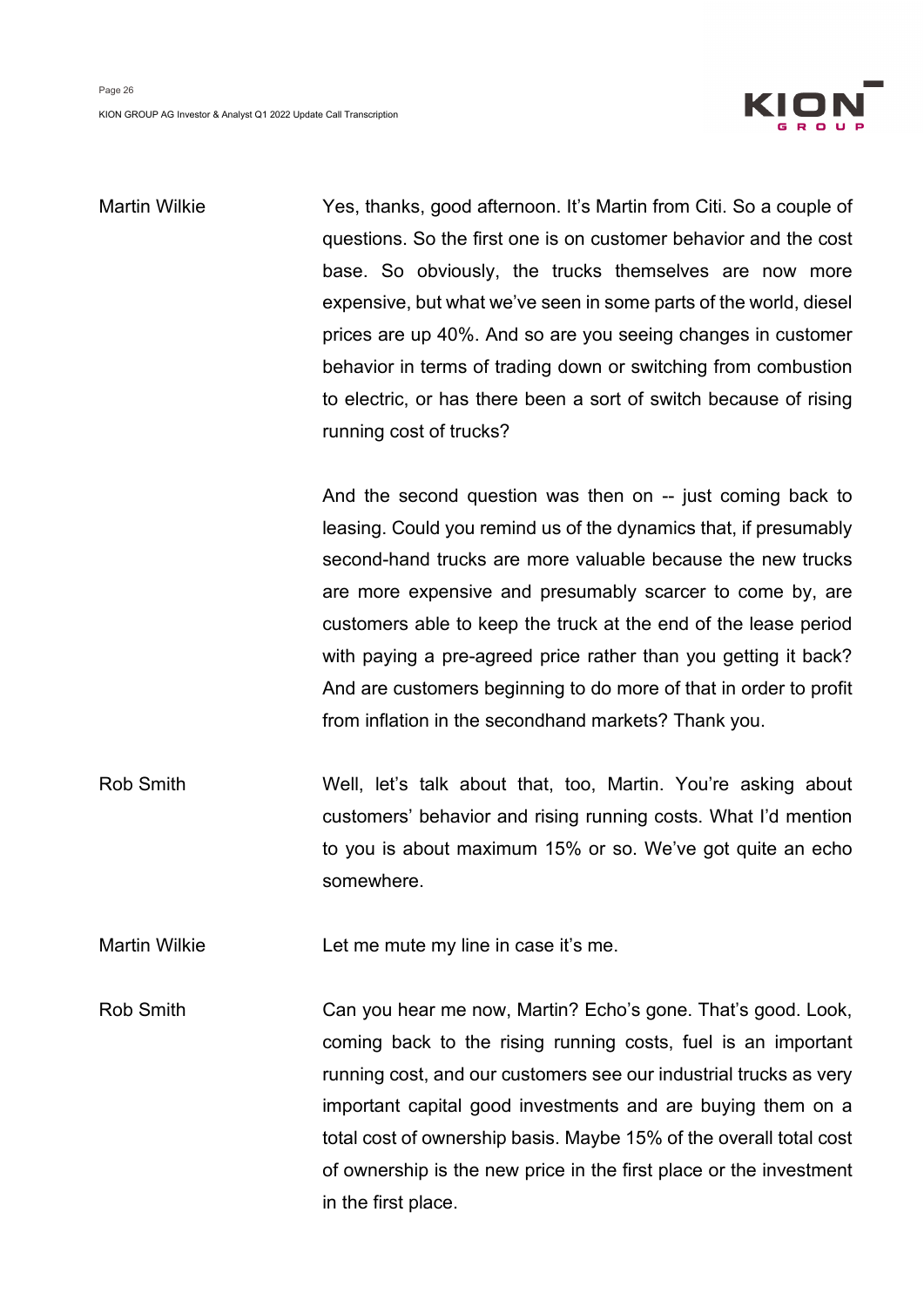**Martin Wilkie** Yes, thanks, good afternoon. It's Martin from Citi. So a couple of questions. So the first one is on customer behavior and the cost base. So obviously, the trucks themselves are now more expensive, but what we've seen in some parts of the world, diesel prices are up 40%. And so are you seeing changes in customer behavior in terms of trading down or switching from combustion to electric, or has there been a sort of switch because of rising running cost of trucks?

And the second question was then on -- just coming back to leasing. Could you remind us of the dynamics that, if presumably second-hand trucks are more valuable because the new trucks are more expensive and presumably scarcer to come by, are customers able to keep the truck at the end of the lease period with paying a pre-agreed price rather than you getting it back? And are customers beginning to do more of that in order to profit from inflation in the secondhand markets? Thank you.

**Rob Smith** Well, let's talk about that, too, Martin. You're asking about customers' behavior and rising running costs. What I'd mention to you is about maximum 15% or so. We've got quite an echo somewhere.

**Martin Wilkie** Let me mute my line in case it's me.

**Rob Smith** Can you hear me now, Martin? Echo's gone. That's good. Look, coming back to the rising running costs, fuel is an important running cost, and our customers see our industrial trucks as very important capital good investments and are buying them on a total cost of ownership basis. Maybe 15% of the overall total cost of ownership is the new price in the first place or the investment in the first place.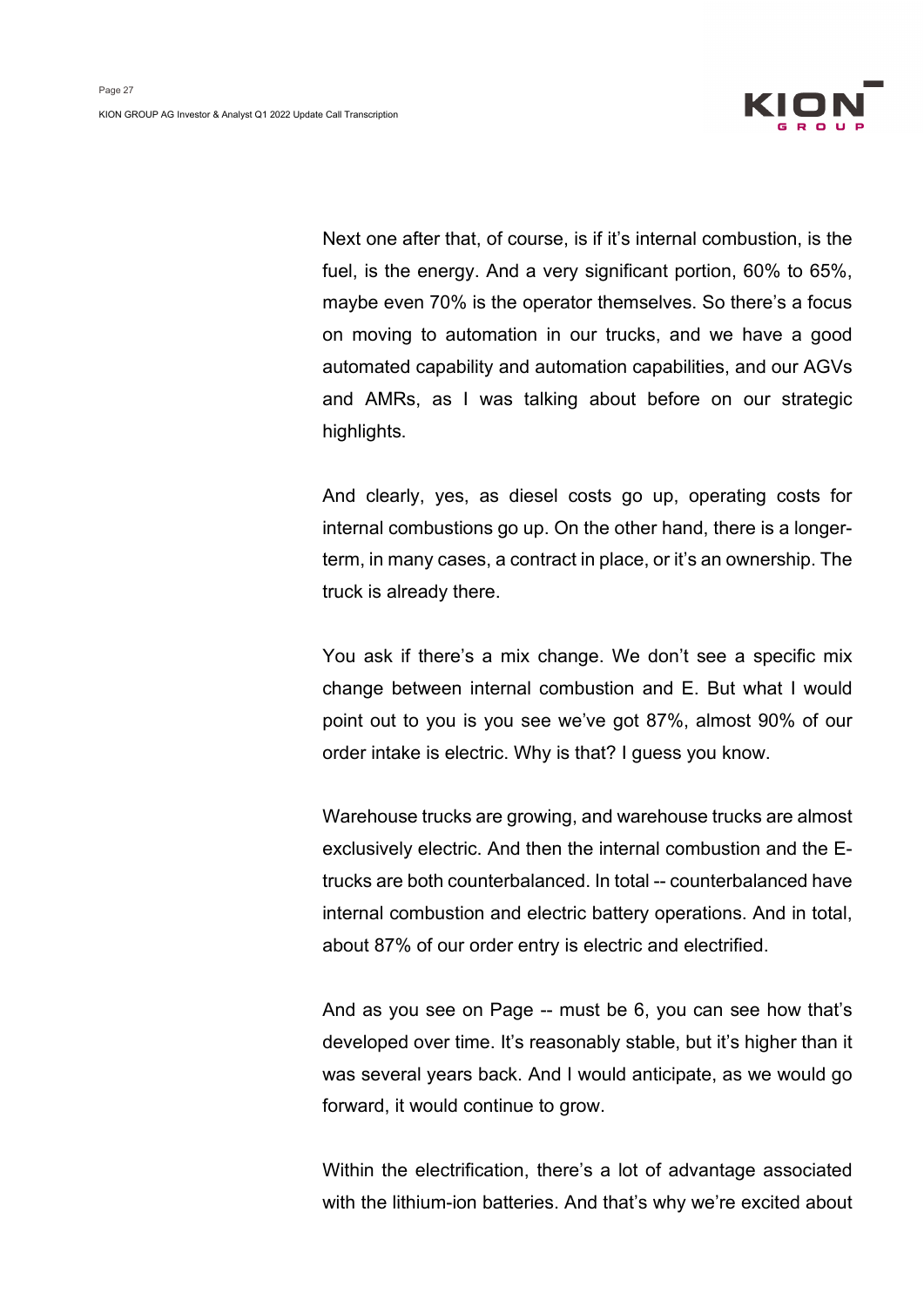Next one after that, of course, is if it's internal combustion, is the fuel, is the energy. And a very significant portion, 60% to 65%, maybe even 70% is the operator themselves. So there's a focus on moving to automation in our trucks, and we have a good automated capability and automation capabilities, and our AGVs and AMRs, as I was talking about before on our strategic highlights.

And clearly, yes, as diesel costs go up, operating costs for internal combustions go up. On the other hand, there is a longer-term, in many cases, a contract in place, or it's an ownership. The truck is already there.

You ask if there's a mix change. We don't see a specific mix change between internal combustion and E. But what I would point out to you is you see we've got 87%, almost 90% of our order intake is electric. Why is that? I guess you know.

Warehouse trucks are growing, and warehouse trucks are almost exclusively electric. And then the internal combustion and the E-trucks are both counterbalanced. In total -- counterbalanced have internal combustion and electric battery operations. And in total, about 87% of our order entry is electric and electrified.

And as you see on Page -- must be 6, you can see how that's developed over time. It's reasonably stable, but it's higher than it was several years back. And I would anticipate, as we would go forward, it would continue to grow.

Within the electrification, there's a lot of advantage associated with the lithium-ion batteries. And that's why we're excited about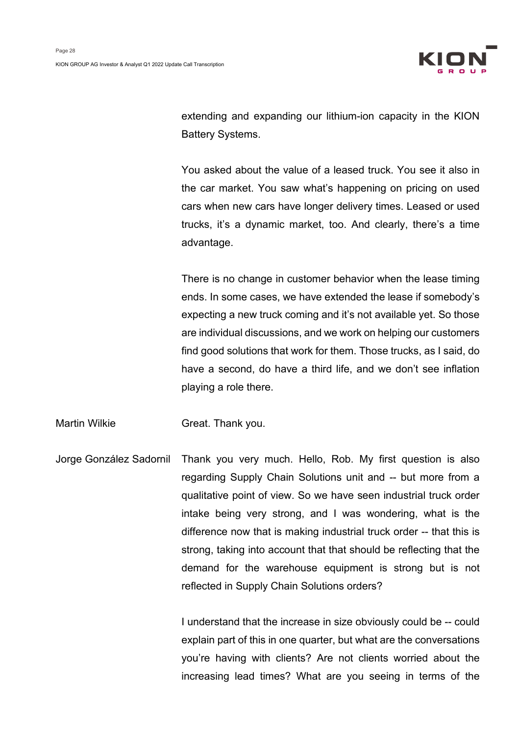extending and expanding our lithium-ion capacity in the KION Battery Systems.

You asked about the value of a leased truck. You see it also in the car market. You saw what's happening on pricing on used cars when new cars have longer delivery times. Leased or used trucks, it's a dynamic market, too. And clearly, there's a time advantage.

There is no change in customer behavior when the lease timing ends. In some cases, we have extended the lease if somebody's expecting a new truck coming and it's not available yet. So those are individual discussions, and we work on helping our customers find good solutions that work for them. Those trucks, as I said, do have a second, do have a third life, and we don't see inflation playing a role there.

**Martin Wilkie:** Great. Thank you.

**Jorge González Sadornil:** Thank you very much. Hello, Rob. My first question is also regarding Supply Chain Solutions unit and -- but more from a qualitative point of view. So we have seen industrial truck order intake being very strong, and I was wondering, what is the difference now that is making industrial truck order -- that this is strong, taking into account that that should be reflecting that the demand for the warehouse equipment is strong but is not reflected in Supply Chain Solutions orders?

I understand that the increase in size obviously could be -- could explain part of this in one quarter, but what are the conversations you're having with clients? Are not clients worried about the increasing lead times? What are you seeing in terms of the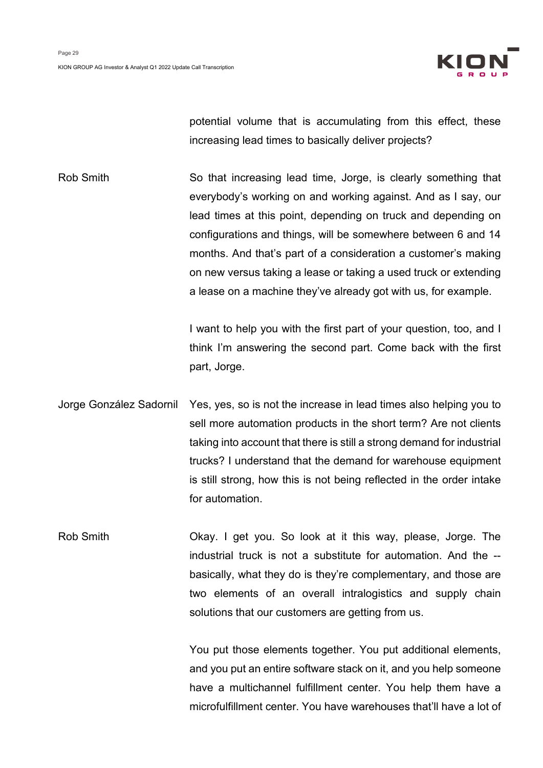potential volume that is accumulating from this effect, these increasing lead times to basically deliver projects?

**Rob Smith**

So that increasing lead time, Jorge, is clearly something that everybody's working on and working against. And as I say, our lead times at this point, depending on truck and depending on configurations and things, will be somewhere between 6 and 14 months. And that's part of a consideration a customer's making on new versus taking a lease or taking a used truck or extending a lease on a machine they've already got with us, for example.

I want to help you with the first part of your question, too, and I think I'm answering the second part. Come back with the first part, Jorge.

**Jorge González Sadornil**

Yes, yes, so is not the increase in lead times also helping you to sell more automation products in the short term? Are not clients taking into account that there is still a strong demand for industrial trucks? I understand that the demand for warehouse equipment is still strong, how this is not being reflected in the order intake for automation.

**Rob Smith**

Okay. I get you. So look at it this way, please, Jorge. The industrial truck is not a substitute for automation. And the -- basically, what they do is they're complementary, and those are two elements of an overall intralogistics and supply chain solutions that our customers are getting from us.

You put those elements together. You put additional elements, and you put an entire software stack on it, and you help someone have a multichannel fulfillment center. You help them have a microfulfillment center. You have warehouses that'll have a lot of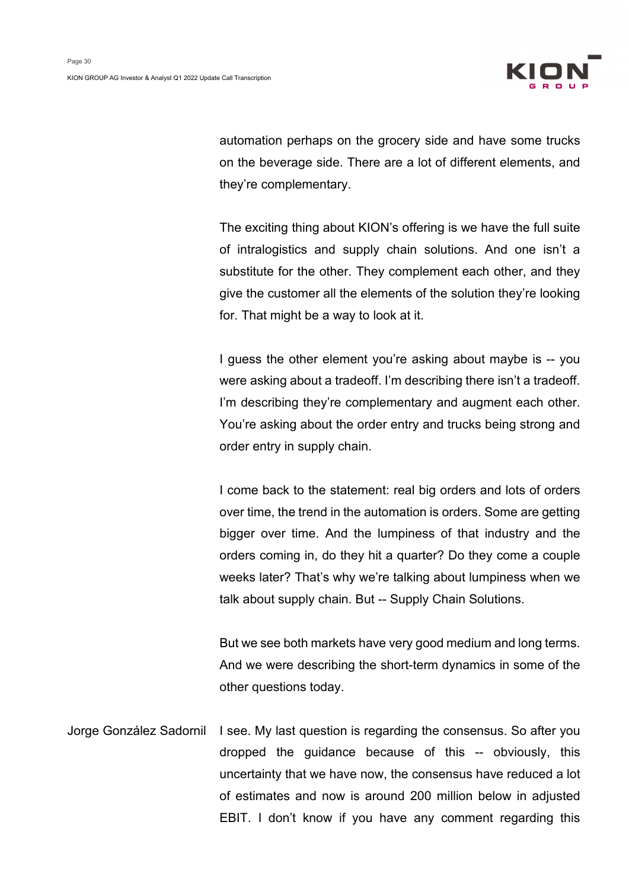automation perhaps on the grocery side and have some trucks on the beverage side. There are a lot of different elements, and they're complementary.

The exciting thing about KION's offering is we have the full suite of intralogistics and supply chain solutions. And one isn't a substitute for the other. They complement each other, and they give the customer all the elements of the solution they're looking for. That might be a way to look at it.

I guess the other element you're asking about maybe is -- you were asking about a tradeoff. I'm describing there isn't a tradeoff. I'm describing they're complementary and augment each other. You're asking about the order entry and trucks being strong and order entry in supply chain.

I come back to the statement: real big orders and lots of orders over time, the trend in the automation is orders. Some are getting bigger over time. And the lumpiness of that industry and the orders coming in, do they hit a quarter? Do they come a couple weeks later? That's why we're talking about lumpiness when we talk about supply chain. But -- Supply Chain Solutions.

But we see both markets have very good medium and long terms. And we were describing the short-term dynamics in some of the other questions today.

Jorge González Sadornil: I see. My last question is regarding the consensus. So after you dropped the guidance because of this -- obviously, this uncertainty that we have now, the consensus have reduced a lot of estimates and now is around 200 million below in adjusted EBIT. I don't know if you have any comment regarding this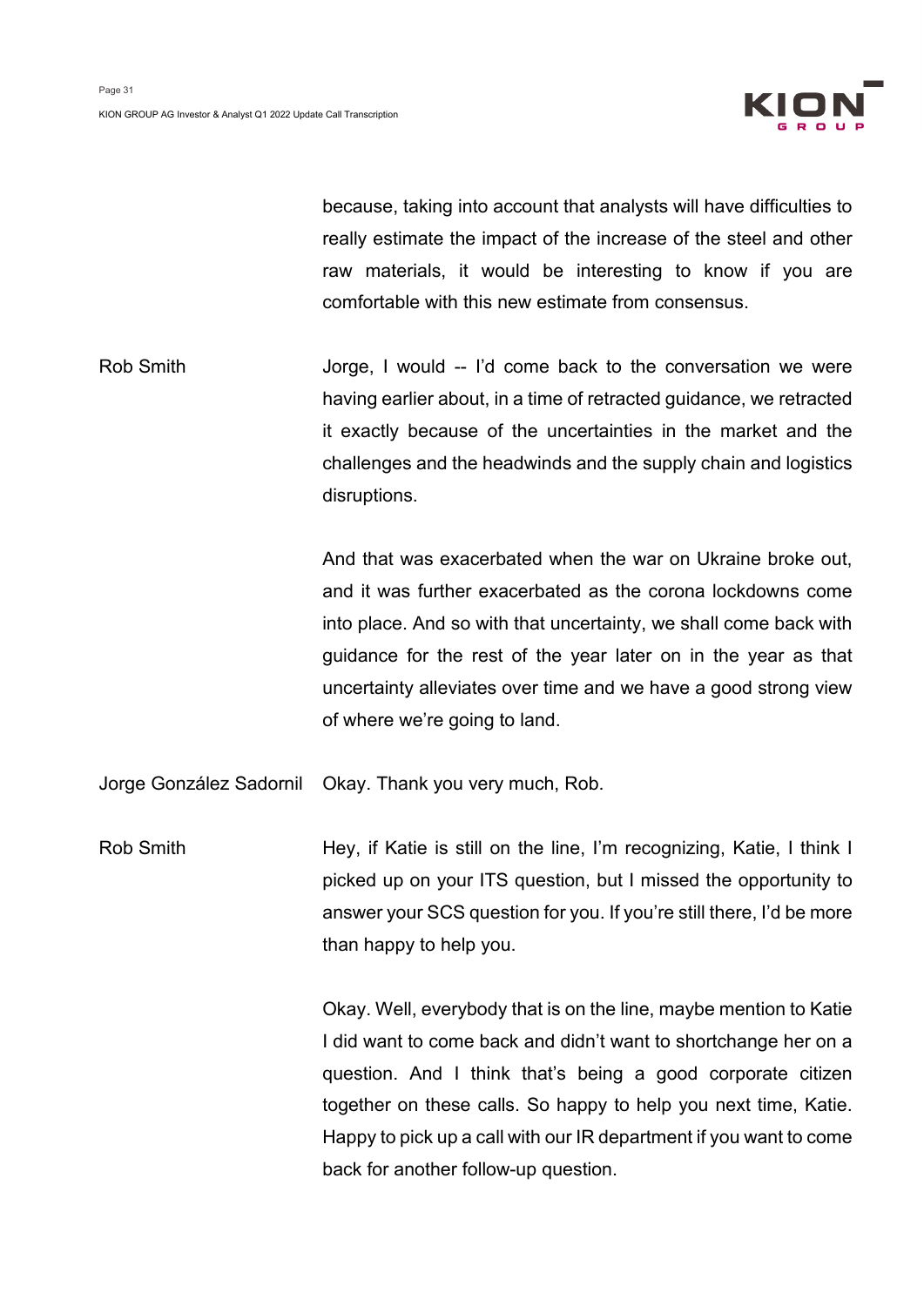because, taking into account that analysts will have difficulties to really estimate the impact of the increase of the steel and other raw materials, it would be interesting to know if you are comfortable with this new estimate from consensus.

**Rob Smith** Jorge, I would -- I'd come back to the conversation we were having earlier about, in a time of retracted guidance, we retracted it exactly because of the uncertainties in the market and the challenges and the headwinds and the supply chain and logistics disruptions.

And that was exacerbated when the war on Ukraine broke out, and it was further exacerbated as the corona lockdowns come into place. And so with that uncertainty, we shall come back with guidance for the rest of the year later on in the year as that uncertainty alleviates over time and we have a good strong view of where we're going to land.

**Jorge González Sadornil** Okay. Thank you very much, Rob.

**Rob Smith** Hey, if Katie is still on the line, I'm recognizing, Katie, I think I picked up on your ITS question, but I missed the opportunity to answer your SCS question for you. If you're still there, I'd be more than happy to help you.

Okay. Well, everybody that is on the line, maybe mention to Katie I did want to come back and didn't want to shortchange her on a question. And I think that's being a good corporate citizen together on these calls. So happy to help you next time, Katie. Happy to pick up a call with our IR department if you want to come back for another follow-up question.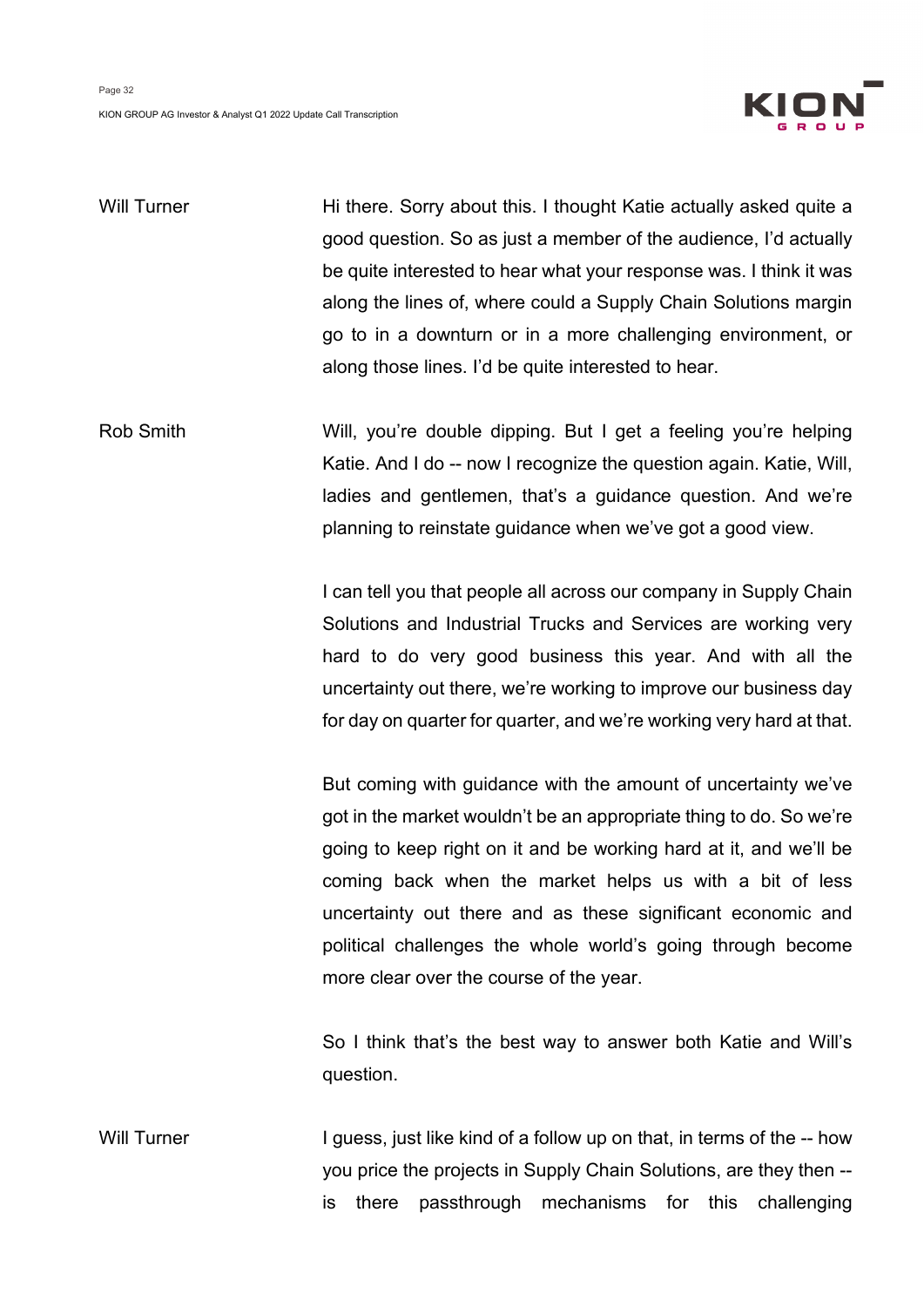Will Turner

Hi there. Sorry about this. I thought Katie actually asked quite a good question. So as just a member of the audience, I'd actually be quite interested to hear what your response was. I think it was along the lines of, where could a Supply Chain Solutions margin go to in a downturn or in a more challenging environment, or along those lines. I'd be quite interested to hear.

Rob Smith

Will, you're double dipping. But I get a feeling you're helping Katie. And I do -- now I recognize the question again. Katie, Will, ladies and gentlemen, that's a guidance question. And we're planning to reinstate guidance when we've got a good view.

I can tell you that people all across our company in Supply Chain Solutions and Industrial Trucks and Services are working very hard to do very good business this year. And with all the uncertainty out there, we're working to improve our business day for day on quarter for quarter, and we're working very hard at that.

But coming with guidance with the amount of uncertainty we've got in the market wouldn't be an appropriate thing to do. So we're going to keep right on it and be working hard at it, and we'll be coming back when the market helps us with a bit of less uncertainty out there and as these significant economic and political challenges the whole world's going through become more clear over the course of the year.

So I think that's the best way to answer both Katie and Will's question.

Will Turner

I guess, just like kind of a follow up on that, in terms of the -- how you price the projects in Supply Chain Solutions, are they then -- is there passthrough mechanisms for this challenging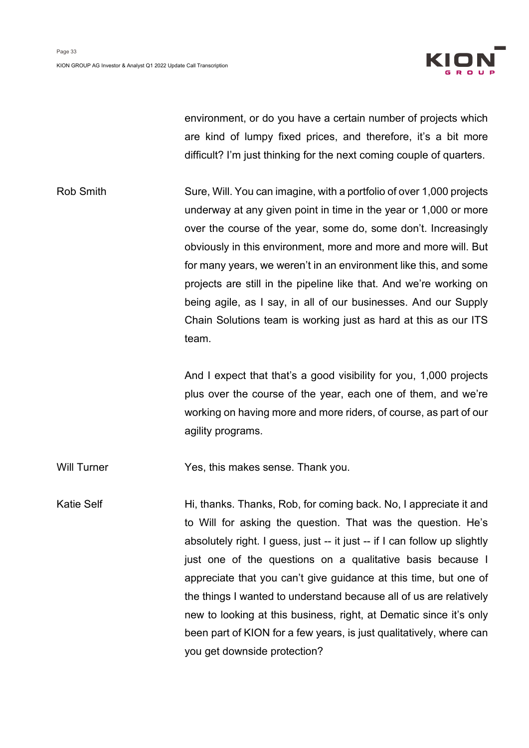environment, or do you have a certain number of projects which are kind of lumpy fixed prices, and therefore, it's a bit more difficult? I'm just thinking for the next coming couple of quarters.

**Rob Smith**

Sure, Will. You can imagine, with a portfolio of over 1,000 projects underway at any given point in time in the year or 1,000 or more over the course of the year, some do, some don't. Increasingly obviously in this environment, more and more and more will. But for many years, we weren't in an environment like this, and some projects are still in the pipeline like that. And we're working on being agile, as I say, in all of our businesses. And our Supply Chain Solutions team is working just as hard at this as our ITS team.

And I expect that that's a good visibility for you, 1,000 projects plus over the course of the year, each one of them, and we're working on having more and more riders, of course, as part of our agility programs.

**Will Turner**

Yes, this makes sense. Thank you.

**Katie Self**

Hi, thanks. Thanks, Rob, for coming back. No, I appreciate it and to Will for asking the question. That was the question. He's absolutely right. I guess, just -- it just -- if I can follow up slightly just one of the questions on a qualitative basis because I appreciate that you can't give guidance at this time, but one of the things I wanted to understand because all of us are relatively new to looking at this business, right, at Dematic since it's only been part of KION for a few years, is just qualitatively, where can you get downside protection?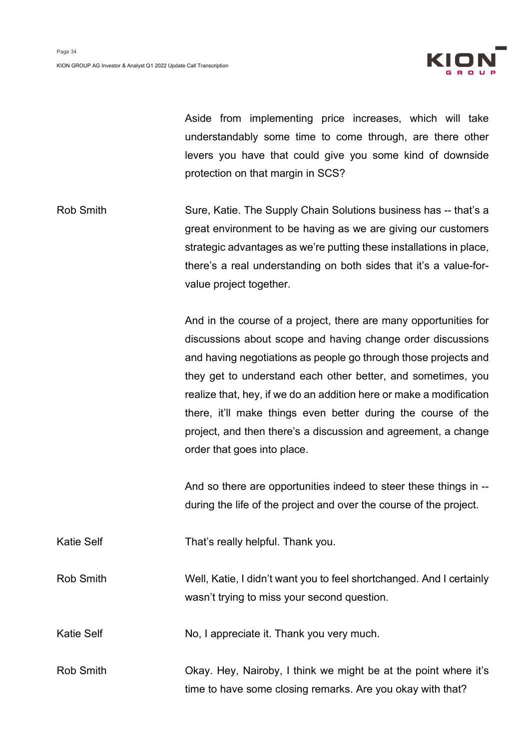Aside from implementing price increases, which will take understandably some time to come through, are there other levers you have that could give you some kind of downside protection on that margin in SCS?

**Rob Smith**

Sure, Katie. The Supply Chain Solutions business has -- that's a great environment to be having as we are giving our customers strategic advantages as we're putting these installations in place, there's a real understanding on both sides that it's a value-for-value project together.

And in the course of a project, there are many opportunities for discussions about scope and having change order discussions and having negotiations as people go through those projects and they get to understand each other better, and sometimes, you realize that, hey, if we do an addition here or make a modification there, it'll make things even better during the course of the project, and then there's a discussion and agreement, a change order that goes into place.

And so there are opportunities indeed to steer these things in -- during the life of the project and over the course of the project.

**Katie Self**

That's really helpful. Thank you.

**Rob Smith**

Well, Katie, I didn't want you to feel shortchanged. And I certainly wasn't trying to miss your second question.

**Katie Self**

No, I appreciate it. Thank you very much.

**Rob Smith**

Okay. Hey, Nairoby, I think we might be at the point where it's time to have some closing remarks. Are you okay with that?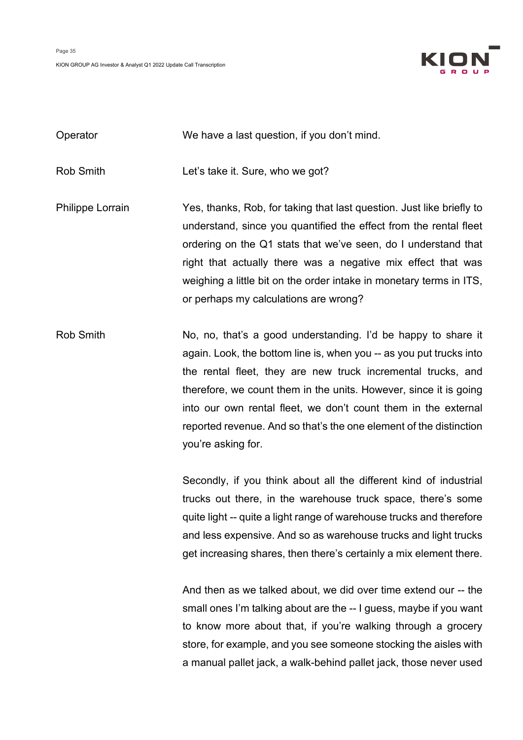Operator: We have a last question, if you don't mind.

Rob Smith: Let's take it. Sure, who we got?

Philippe Lorrain: Yes, thanks, Rob, for taking that last question. Just like briefly to understand, since you quantified the effect from the rental fleet ordering on the Q1 stats that we've seen, do I understand that right that actually there was a negative mix effect that was weighing a little bit on the order intake in monetary terms in ITS, or perhaps my calculations are wrong?

Rob Smith: No, no, that's a good understanding. I'd be happy to share it again. Look, the bottom line is, when you -- as you put trucks into the rental fleet, they are new truck incremental trucks, and therefore, we count them in the units. However, since it is going into our own rental fleet, we don't count them in the external reported revenue. And so that's the one element of the distinction you're asking for.

Secondly, if you think about all the different kind of industrial trucks out there, in the warehouse truck space, there's some quite light -- quite a light range of warehouse trucks and therefore and less expensive. And so as warehouse trucks and light trucks get increasing shares, then there's certainly a mix element there.

And then as we talked about, we did over time extend our -- the small ones I'm talking about are the -- I guess, maybe if you want to know more about that, if you're walking through a grocery store, for example, and you see someone stocking the aisles with a manual pallet jack, a walk-behind pallet jack, those never used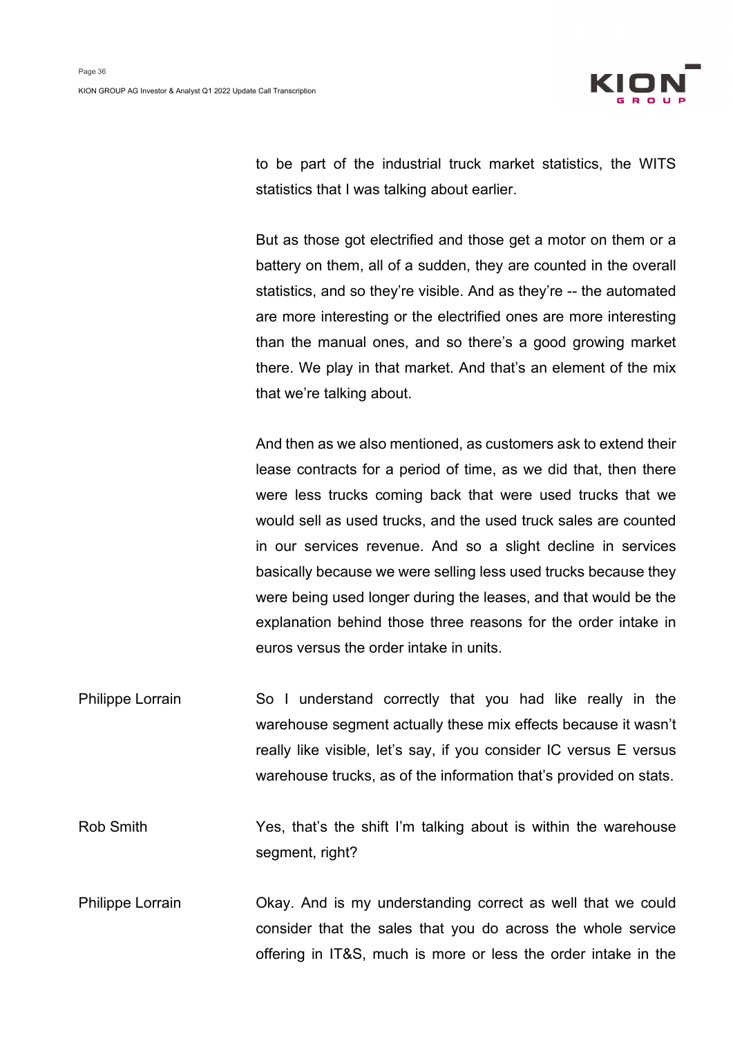to be part of the industrial truck market statistics, the WITS statistics that I was talking about earlier.

But as those got electrified and those get a motor on them or a battery on them, all of a sudden, they are counted in the overall statistics, and so they're visible. And as they're -- the automated are more interesting or the electrified ones are more interesting than the manual ones, and so there's a good growing market there. We play in that market. And that's an element of the mix that we're talking about.

And then as we also mentioned, as customers ask to extend their lease contracts for a period of time, as we did that, then there were less trucks coming back that were used trucks that we would sell as used trucks, and the used truck sales are counted in our services revenue. And so a slight decline in services basically because we were selling less used trucks because they were being used longer during the leases, and that would be the explanation behind those three reasons for the order intake in euros versus the order intake in units.

**Philippe Lorrain** So I understand correctly that you had like really in the warehouse segment actually these mix effects because it wasn't really like visible, let's say, if you consider IC versus E versus warehouse trucks, as of the information that's provided on stats.

**Rob Smith** Yes, that's the shift I'm talking about is within the warehouse segment, right?

**Philippe Lorrain** Okay. And is my understanding correct as well that we could consider that the sales that you do across the whole service offering in IT&S, much is more or less the order intake in the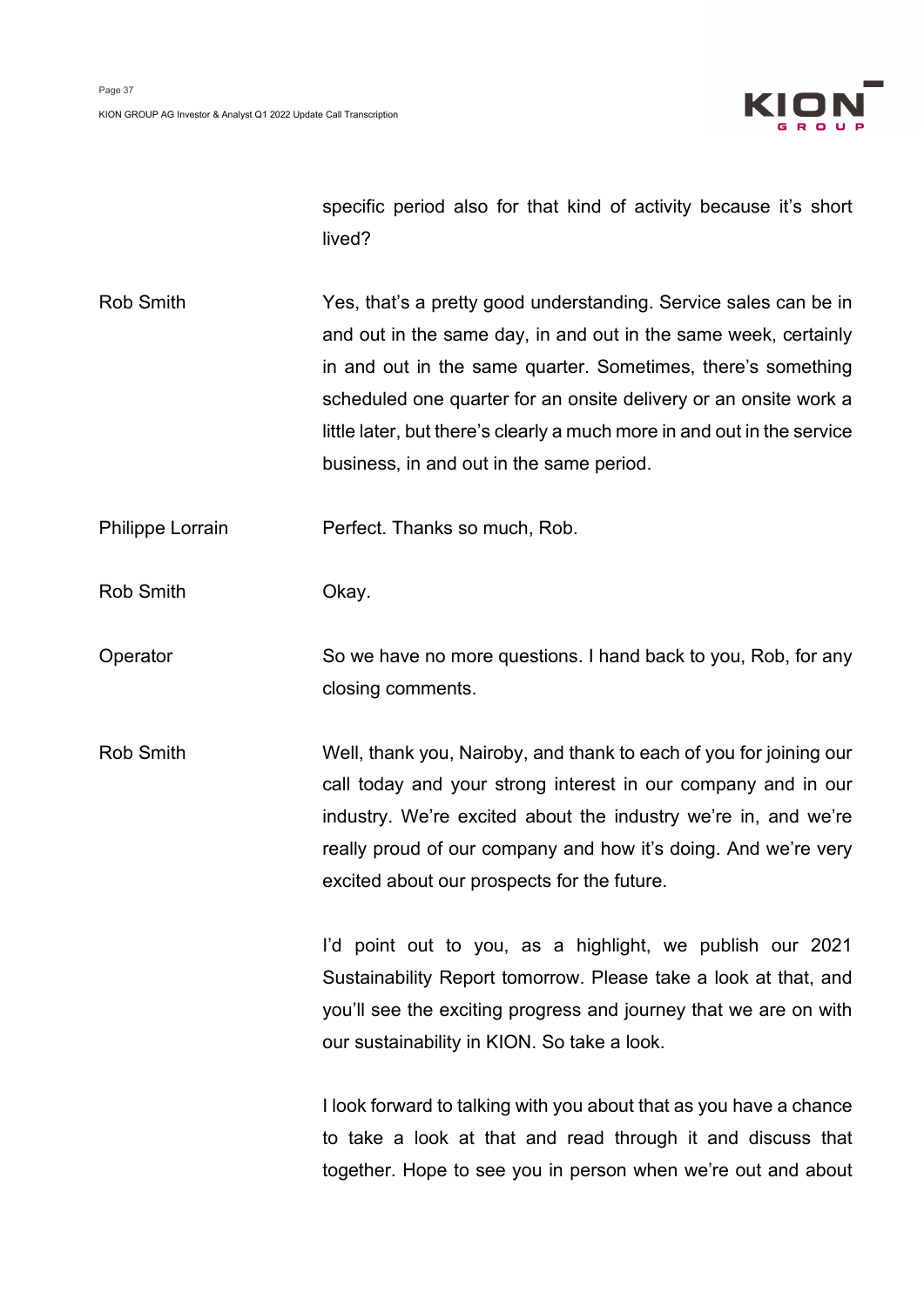specific period also for that kind of activity because it's short lived?

**Rob Smith** Yes, that's a pretty good understanding. Service sales can be in and out in the same day, in and out in the same week, certainly in and out in the same quarter. Sometimes, there's something scheduled one quarter for an onsite delivery or an onsite work a little later, but there's clearly a much more in and out in the service business, in and out in the same period.

**Philippe Lorrain** Perfect. Thanks so much, Rob.

**Rob Smith** Okay.

**Operator** So we have no more questions. I hand back to you, Rob, for any closing comments.

**Rob Smith** Well, thank you, Nairoby, and thank to each of you for joining our call today and your strong interest in our company and in our industry. We're excited about the industry we're in, and we're really proud of our company and how it's doing. And we're very excited about our prospects for the future.

I'd point out to you, as a highlight, we publish our 2021 Sustainability Report tomorrow. Please take a look at that, and you'll see the exciting progress and journey that we are on with our sustainability in KION. So take a look.

I look forward to talking with you about that as you have a chance to take a look at that and read through it and discuss that together. Hope to see you in person when we're out and about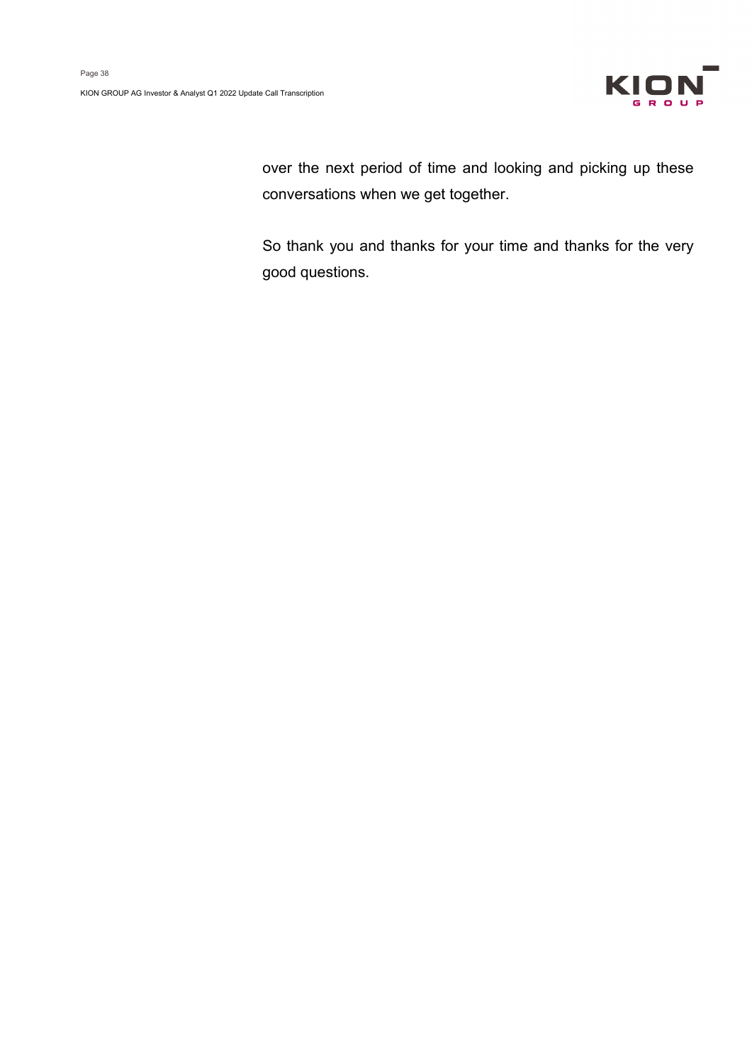over the next period of time and looking and picking up these conversations when we get together.

So thank you and thanks for your time and thanks for the very good questions.